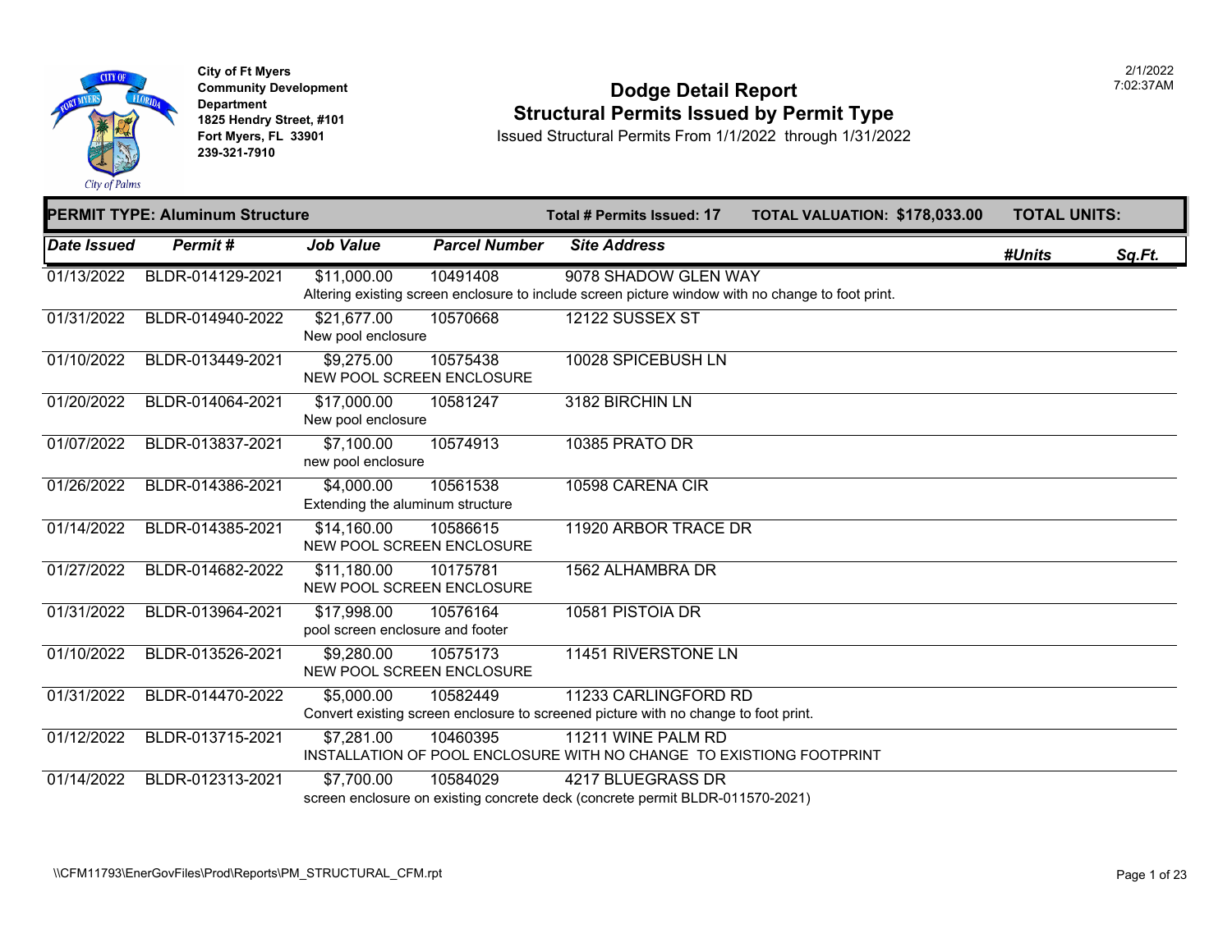City of Ft Myers
Community Development Department
1825 Hendry Street, #101
Fort Myers, FL 33901
239-321-7910

2/1/2022
7:02:37AM

# Dodge Detail Report
## Structural Permits Issued by Permit Type

Issued Structural Permits From 1/1/2022 through 1/31/2022

**PERMIT TYPE: Aluminum Structure** | **Total # Permits Issued: 17** | **TOTAL VALUATION: $178,033.00** | **TOTAL UNITS:**

| *Date Issued* | *Permit #* | *Job Value* | *Parcel Number* | *Site Address* | *#Units* | *Sq.Ft.* |
|---|---|---|---|---|---|---|
| 01/13/2022 | BLDR-014129-2021 | $11,000.00 | 10491408 | 9078 SHADOW GLEN WAY | | |
| | | Altering existing screen enclosure to include screen picture window with no change to foot print. | | | | |
| 01/31/2022 | BLDR-014940-2022 | $21,677.00 | 10570668 | 12122 SUSSEX ST | | |
| | | New pool enclosure | | | | |
| 01/10/2022 | BLDR-013449-2021 | $9,275.00 | 10575438 | 10028 SPICEBUSH LN | | |
| | | NEW POOL SCREEN ENCLOSURE | | | | |
| 01/20/2022 | BLDR-014064-2021 | $17,000.00 | 10581247 | 3182 BIRCHIN LN | | |
| | | New pool enclosure | | | | |
| 01/07/2022 | BLDR-013837-2021 | $7,100.00 | 10574913 | 10385 PRATO DR | | |
| | | new pool enclosure | | | | |
| 01/26/2022 | BLDR-014386-2021 | $4,000.00 | 10561538 | 10598 CARENA CIR | | |
| | | Extending the aluminum structure | | | | |
| 01/14/2022 | BLDR-014385-2021 | $14,160.00 | 10586615 | 11920 ARBOR TRACE DR | | |
| | | NEW POOL SCREEN ENCLOSURE | | | | |
| 01/27/2022 | BLDR-014682-2022 | $11,180.00 | 10175781 | 1562 ALHAMBRA DR | | |
| | | NEW POOL SCREEN ENCLOSURE | | | | |
| 01/31/2022 | BLDR-013964-2021 | $17,998.00 | 10576164 | 10581 PISTOIA DR | | |
| | | pool screen enclosure and footer | | | | |
| 01/10/2022 | BLDR-013526-2021 | $9,280.00 | 10575173 | 11451 RIVERSTONE LN | | |
| | | NEW POOL SCREEN ENCLOSURE | | | | |
| 01/31/2022 | BLDR-014470-2022 | $5,000.00 | 10582449 | 11233 CARLINGFORD RD | | |
| | | Convert existing screen enclosure to screened picture with no change to foot print. | | | | |
| 01/12/2022 | BLDR-013715-2021 | $7,281.00 | 10460395 | 11211 WINE PALM RD | | |
| | | INSTALLATION OF POOL ENCLOSURE WITH NO CHANGE TO EXISTIONG FOOTPRINT | | | | |
| 01/14/2022 | BLDR-012313-2021 | $7,700.00 | 10584029 | 4217 BLUEGRASS DR | | |
| | | screen enclosure on existing concrete deck (concrete permit BLDR-011570-2021) | | | | |

\\CFM11793\EnerGovFiles\Prod\Reports\PM_STRUCTURAL_CFM.rpt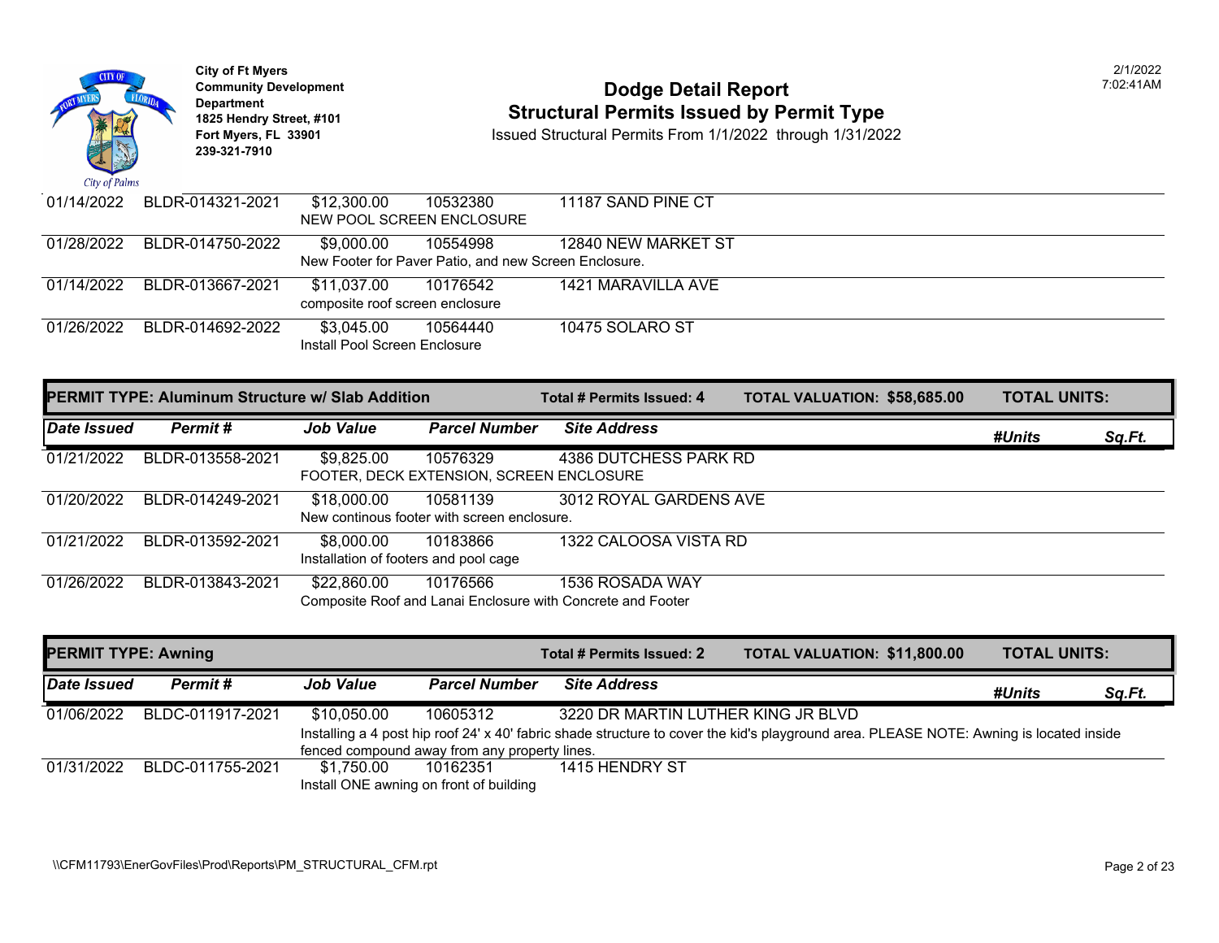City of Ft Myers
Community Development Department
1825 Hendry Street, #101
Fort Myers, FL 33901
239-321-7910

# Dodge Detail Report
## Structural Permits Issued by Permit Type

Issued Structural Permits From 1/1/2022 through 1/31/2022

2/1/2022
7:02:41AM

| Date Issued | Permit # | Job Value | Parcel Number | Site Address | #Units | Sq.Ft. |
|---|---|---|---|---|---|---|
| 01/14/2022 | BLDR-014321-2021 | $12,300.00 | 10532380 | 11187 SAND PINE CT | | |
| | | NEW POOL SCREEN ENCLOSURE | | | | |
| 01/28/2022 | BLDR-014750-2022 | $9,000.00 | 10554998 | 12840 NEW MARKET ST | | |
| | | New Footer for Paver Patio, and new Screen Enclosure. | | | | |
| 01/14/2022 | BLDR-013667-2021 | $11,037.00 | 10176542 | 1421 MARAVILLA AVE | | |
| | | composite roof screen enclosure | | | | |
| 01/26/2022 | BLDR-014692-2022 | $3,045.00 | 10564440 | 10475 SOLARO ST | | |
| | | Install Pool Screen Enclosure | | | | |

### PERMIT TYPE: Aluminum Structure w/ Slab Addition

Total # Permits Issued: 4 | TOTAL VALUATION: $58,685.00 | TOTAL UNITS:

| Date Issued | Permit # | Job Value | Parcel Number | Site Address | #Units | Sq.Ft. |
|---|---|---|---|---|---|---|
| 01/21/2022 | BLDR-013558-2021 | $9,825.00 | 10576329 | 4386 DUTCHESS PARK RD | | |
| | | FOOTER, DECK EXTENSION, SCREEN ENCLOSURE | | | | |
| 01/20/2022 | BLDR-014249-2021 | $18,000.00 | 10581139 | 3012 ROYAL GARDENS AVE | | |
| | | New continous footer with screen enclosure. | | | | |
| 01/21/2022 | BLDR-013592-2021 | $8,000.00 | 10183866 | 1322 CALOOSA VISTA RD | | |
| | | Installation of footers and pool cage | | | | |
| 01/26/2022 | BLDR-013843-2021 | $22,860.00 | 10176566 | 1536 ROSADA WAY | | |
| | | Composite Roof and Lanai Enclosure with Concrete and Footer | | | | |

### PERMIT TYPE: Awning

Total # Permits Issued: 2 | TOTAL VALUATION: $11,800.00 | TOTAL UNITS:

| Date Issued | Permit # | Job Value | Parcel Number | Site Address | #Units | Sq.Ft. |
|---|---|---|---|---|---|---|
| 01/06/2022 | BLDC-011917-2021 | $10,050.00 | 10605312 | 3220 DR MARTIN LUTHER KING JR BLVD | | |
| | | Installing a 4 post hip roof 24' x 40' fabric shade structure to cover the kid's playground area. PLEASE NOTE: Awning is located inside fenced compound away from any property lines. | | | | |
| 01/31/2022 | BLDC-011755-2021 | $1,750.00 | 10162351 | 1415 HENDRY ST | | |
| | | Install ONE awning on front of building | | | | |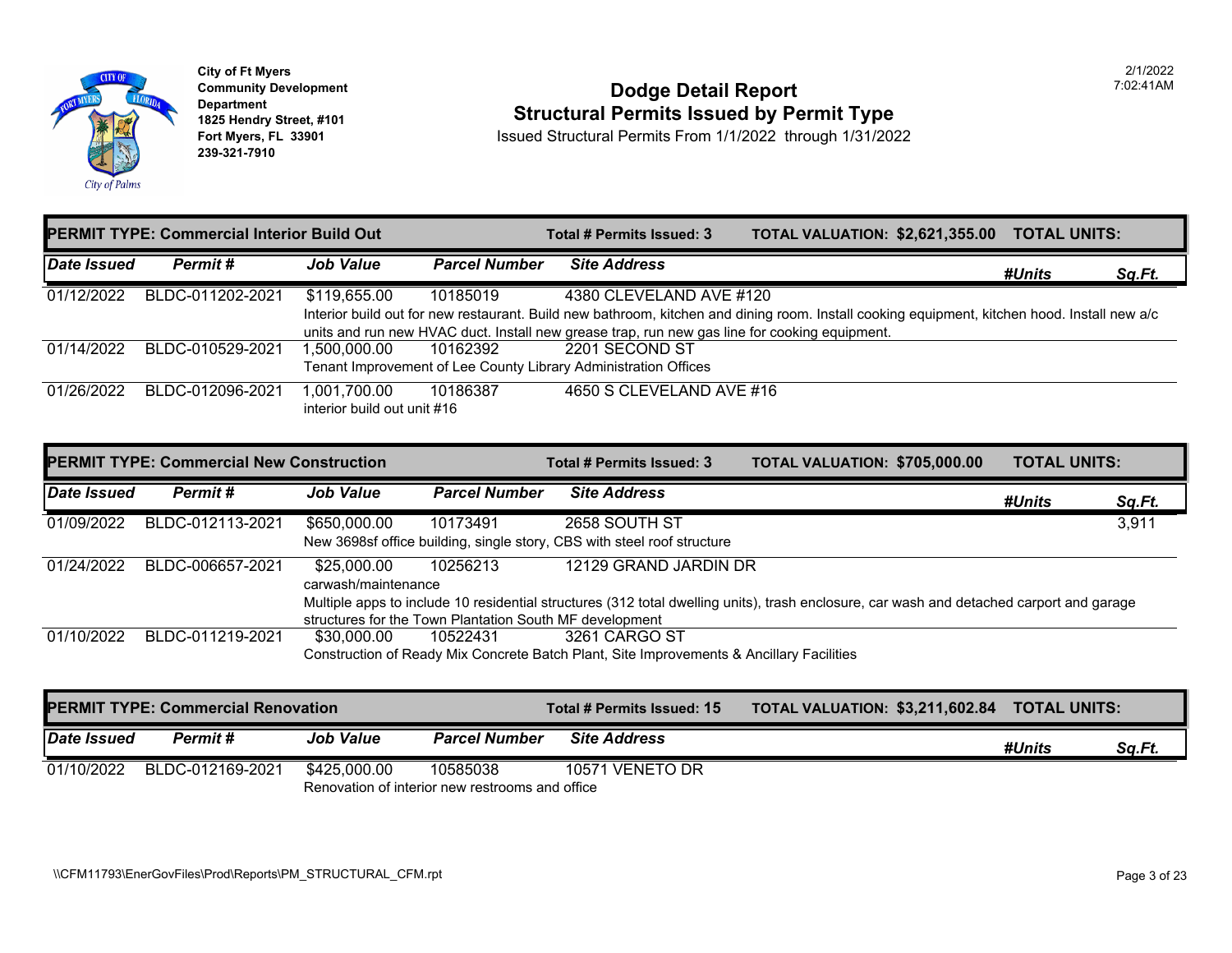City of Ft Myers
Community Development Department
1825 Hendry Street, #101
Fort Myers, FL 33901
239-321-7910

# Dodge Detail Report
## Structural Permits Issued by Permit Type

Issued Structural Permits From 1/1/2022 through 1/31/2022

2/1/2022
7:02:41AM

### PERMIT TYPE: Commercial Interior Build Out

**Total # Permits Issued: 3** | **TOTAL VALUATION: $2,621,355.00** | **TOTAL UNITS:**

| Date Issued | Permit # | Job Value | Parcel Number | Site Address | #Units | Sq.Ft. |
|---|---|---|---|---|---|---|
| 01/12/2022 | BLDC-011202-2021 | $119,655.00 | 10185019 | 4380 CLEVELAND AVE #120 | | |
| | | Interior build out for new restaurant. Build new bathroom, kitchen and dining room. Install cooking equipment, kitchen hood. Install new a/c units and run new HVAC duct. Install new grease trap, run new gas line for cooking equipment. | | | | |
| 01/14/2022 | BLDC-010529-2021 | 1,500,000.00 | 10162392 | 2201 SECOND ST | | |
| | | Tenant Improvement of Lee County Library Administration Offices | | | | |
| 01/26/2022 | BLDC-012096-2021 | 1,001,700.00 | 10186387 | 4650 S CLEVELAND AVE #16 | | |
| | | interior build out unit #16 | | | | |

### PERMIT TYPE: Commercial New Construction

**Total # Permits Issued: 3** | **TOTAL VALUATION: $705,000.00** | **TOTAL UNITS:**

| Date Issued | Permit # | Job Value | Parcel Number | Site Address | #Units | Sq.Ft. |
|---|---|---|---|---|---|---|
| 01/09/2022 | BLDC-012113-2021 | $650,000.00 | 10173491 | 2658 SOUTH ST | | 3,911 |
| | | New 3698sf office building, single story, CBS with steel roof structure | | | | |
| 01/24/2022 | BLDC-006657-2021 | $25,000.00 | 10256213 | 12129 GRAND JARDIN DR | | |
| | | carwash/maintenance | | | | |
| | | Multiple apps to include 10 residential structures (312 total dwelling units), trash enclosure, car wash and detached carport and garage structures for the Town Plantation South MF development | | | | |
| 01/10/2022 | BLDC-011219-2021 | $30,000.00 | 10522431 | 3261 CARGO ST | | |
| | | Construction of Ready Mix Concrete Batch Plant, Site Improvements & Ancillary Facilities | | | | |

### PERMIT TYPE: Commercial Renovation

**Total # Permits Issued: 15** | **TOTAL VALUATION: $3,211,602.84** | **TOTAL UNITS:**

| Date Issued | Permit # | Job Value | Parcel Number | Site Address | #Units | Sq.Ft. |
|---|---|---|---|---|---|---|
| 01/10/2022 | BLDC-012169-2021 | $425,000.00 | 10585038 | 10571 VENETO DR | | |
| | | Renovation of interior new restrooms and office | | | | |

\\CFM11793\EnerGovFiles\Prod\Reports\PM_STRUCTURAL_CFM.rpt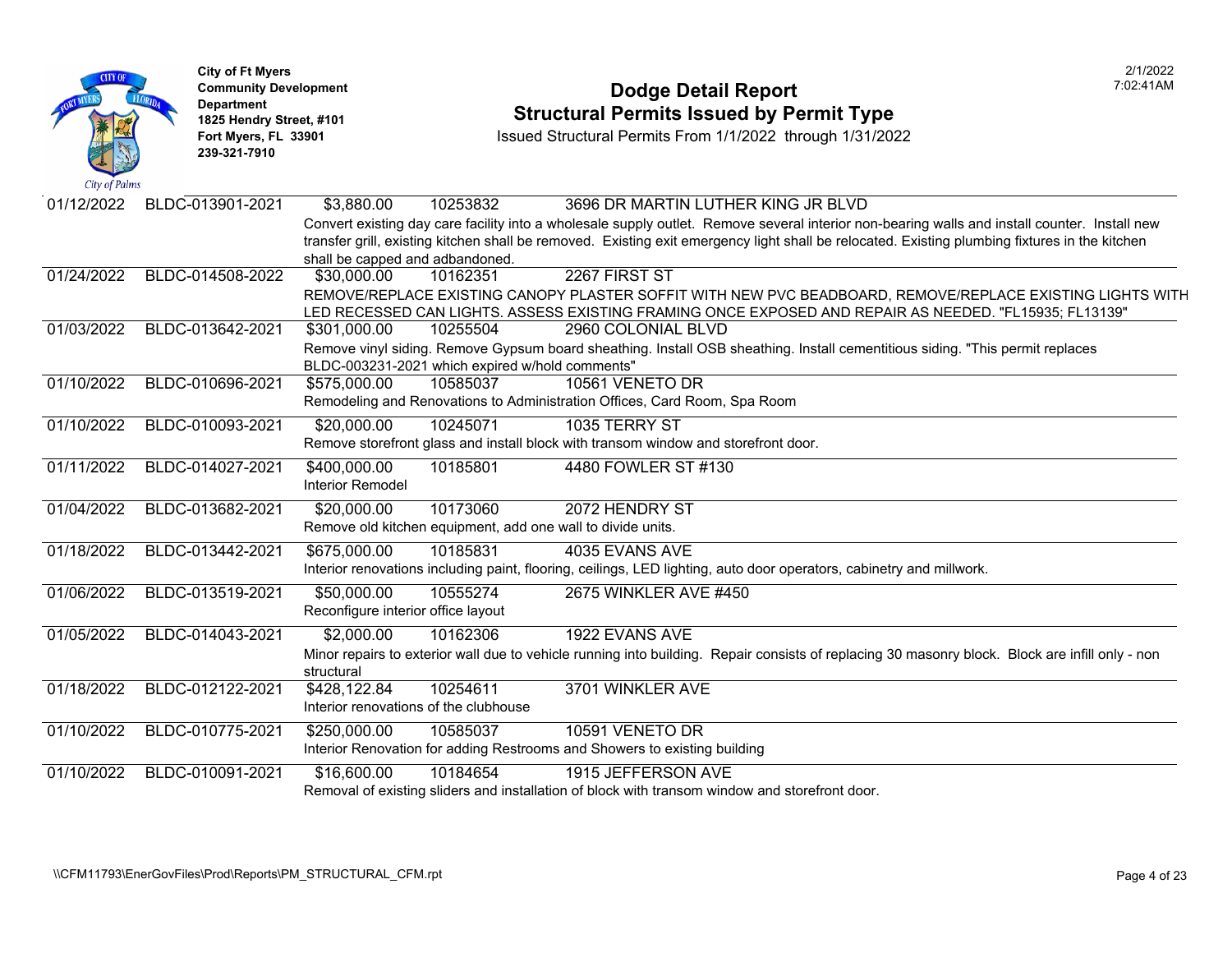**City of Ft Myers**
**Community Development Department**
**1825 Hendry Street, #101**
**Fort Myers, FL 33901**
**239-321-7910**

# Dodge Detail Report
## Structural Permits Issued by Permit Type

Issued Structural Permits From 1/1/2022 through 1/31/2022

2/1/2022
7:02:41AM

| Date | Permit Number | Valuation | Parcel | Address / Description |
|---|---|---|---|---|
| 01/12/2022 | BLDC-013901-2021 | $3,880.00 | 10253832 | 3696 DR MARTIN LUTHER KING JR BLVD |
| | | | | Convert existing day care facility into a wholesale supply outlet. Remove several interior non-bearing walls and install counter. Install new transfer grill, existing kitchen shall be removed. Existing exit emergency light shall be relocated. Existing plumbing fixtures in the kitchen shall be capped and adbandoned. |
| 01/24/2022 | BLDC-014508-2022 | $30,000.00 | 10162351 | 2267 FIRST ST |
| | | | | REMOVE/REPLACE EXISTING CANOPY PLASTER SOFFIT WITH NEW PVC BEADBOARD, REMOVE/REPLACE EXISTING LIGHTS WITH LED RECESSED CAN LIGHTS. ASSESS EXISTING FRAMING ONCE EXPOSED AND REPAIR AS NEEDED. "FL15935; FL13139" |
| 01/03/2022 | BLDC-013642-2021 | $301,000.00 | 10255504 | 2960 COLONIAL BLVD |
| | | | | Remove vinyl siding. Remove Gypsum board sheathing. Install OSB sheathing. Install cementitious siding. "This permit replaces BLDC-003231-2021 which expired w/hold comments" |
| 01/10/2022 | BLDC-010696-2021 | $575,000.00 | 10585037 | 10561 VENETO DR |
| | | | | Remodeling and Renovations to Administration Offices, Card Room, Spa Room |
| 01/10/2022 | BLDC-010093-2021 | $20,000.00 | 10245071 | 1035 TERRY ST |
| | | | | Remove storefront glass and install block with transom window and storefront door. |
| 01/11/2022 | BLDC-014027-2021 | $400,000.00 | 10185801 | 4480 FOWLER ST #130 |
| | | | | Interior Remodel |
| 01/04/2022 | BLDC-013682-2021 | $20,000.00 | 10173060 | 2072 HENDRY ST |
| | | | | Remove old kitchen equipment, add one wall to divide units. |
| 01/18/2022 | BLDC-013442-2021 | $675,000.00 | 10185831 | 4035 EVANS AVE |
| | | | | Interior renovations including paint, flooring, ceilings, LED lighting, auto door operators, cabinetry and millwork. |
| 01/06/2022 | BLDC-013519-2021 | $50,000.00 | 10555274 | 2675 WINKLER AVE #450 |
| | | | | Reconfigure interior office layout |
| 01/05/2022 | BLDC-014043-2021 | $2,000.00 | 10162306 | 1922 EVANS AVE |
| | | | | Minor repairs to exterior wall due to vehicle running into building. Repair consists of replacing 30 masonry block. Block are infill only - non structural |
| 01/18/2022 | BLDC-012122-2021 | $428,122.84 | 10254611 | 3701 WINKLER AVE |
| | | | | Interior renovations of the clubhouse |
| 01/10/2022 | BLDC-010775-2021 | $250,000.00 | 10585037 | 10591 VENETO DR |
| | | | | Interior Renovation for adding Restrooms and Showers to existing building |
| 01/10/2022 | BLDC-010091-2021 | $16,600.00 | 10184654 | 1915 JEFFERSON AVE |
| | | | | Removal of existing sliders and installation of block with transom window and storefront door. |

\\CFM11793\EnerGovFiles\Prod\Reports\PM_STRUCTURAL_CFM.rpt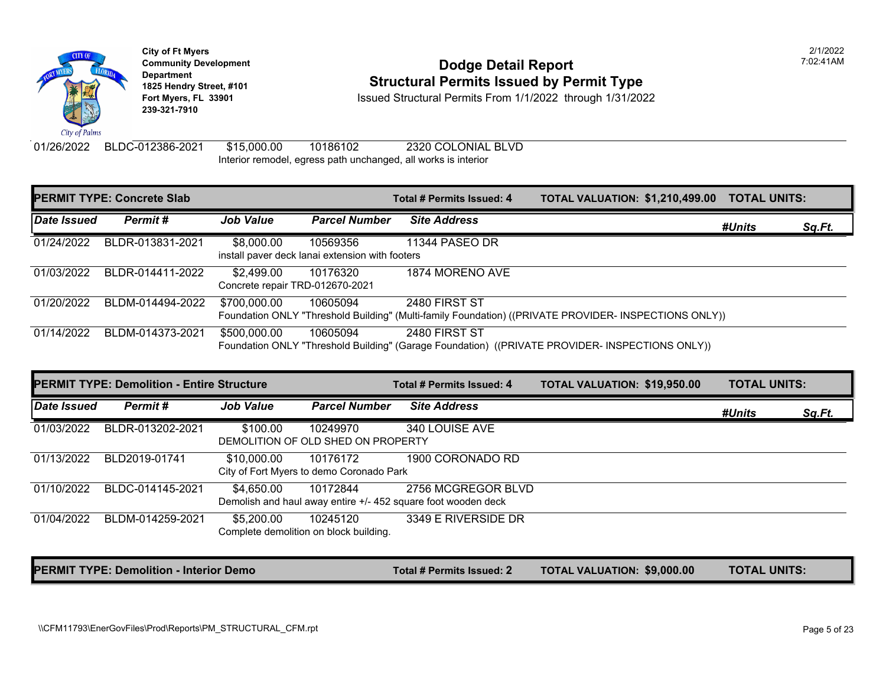City of Ft Myers
Community Development Department
1825 Hendry Street, #101
Fort Myers, FL 33901
239-321-7910

# Dodge Detail Report
## Structural Permits Issued by Permit Type

Issued Structural Permits From 1/1/2022 through 1/31/2022

2/1/2022 7:02:41AM

| Date Issued | Permit # | Job Value | Parcel Number | Site Address | #Units | Sq.Ft. |
|---|---|---|---|---|---|---|
| 01/26/2022 | BLDC-012386-2021 | $15,000.00 | 10186102 | 2320 COLONIAL BLVD | | |
| | | Interior remodel, egress path unchanged, all works is interior | | | | |

**PERMIT TYPE: Concrete Slab** — Total # Permits Issued: 4 — TOTAL VALUATION: $1,210,499.00 — TOTAL UNITS:

| Date Issued | Permit # | Job Value | Parcel Number | Site Address | #Units | Sq.Ft. |
|---|---|---|---|---|---|---|
| 01/24/2022 | BLDR-013831-2021 | $8,000.00 | 10569356 | 11344 PASEO DR | | |
| | | install paver deck lanai extension with footers | | | | |
| 01/03/2022 | BLDR-014411-2022 | $2,499.00 | 10176320 | 1874 MORENO AVE | | |
| | | Concrete repair TRD-012670-2021 | | | | |
| 01/20/2022 | BLDM-014494-2022 | $700,000.00 | 10605094 | 2480 FIRST ST | | |
| | | Foundation ONLY "Threshold Building" (Multi-family Foundation) ((PRIVATE PROVIDER- INSPECTIONS ONLY)) | | | | |
| 01/14/2022 | BLDM-014373-2021 | $500,000.00 | 10605094 | 2480 FIRST ST | | |
| | | Foundation ONLY "Threshold Building" (Garage Foundation) ((PRIVATE PROVIDER- INSPECTIONS ONLY)) | | | | |

**PERMIT TYPE: Demolition - Entire Structure** — Total # Permits Issued: 4 — TOTAL VALUATION: $19,950.00 — TOTAL UNITS:

| Date Issued | Permit # | Job Value | Parcel Number | Site Address | #Units | Sq.Ft. |
|---|---|---|---|---|---|---|
| 01/03/2022 | BLDR-013202-2021 | $100.00 | 10249970 | 340 LOUISE AVE | | |
| | | DEMOLITION OF OLD SHED ON PROPERTY | | | | |
| 01/13/2022 | BLD2019-01741 | $10,000.00 | 10176172 | 1900 CORONADO RD | | |
| | | City of Fort Myers to demo Coronado Park | | | | |
| 01/10/2022 | BLDC-014145-2021 | $4,650.00 | 10172844 | 2756 MCGREGOR BLVD | | |
| | | Demolish and haul away entire +/- 452 square foot wooden deck | | | | |
| 01/04/2022 | BLDM-014259-2021 | $5,200.00 | 10245120 | 3349 E RIVERSIDE DR | | |
| | | Complete demolition on block building. | | | | |

**PERMIT TYPE: Demolition - Interior Demo** — Total # Permits Issued: 2 — TOTAL VALUATION: $9,000.00 — TOTAL UNITS:

\\CFM11793\EnerGovFiles\Prod\Reports\PM_STRUCTURAL_CFM.rpt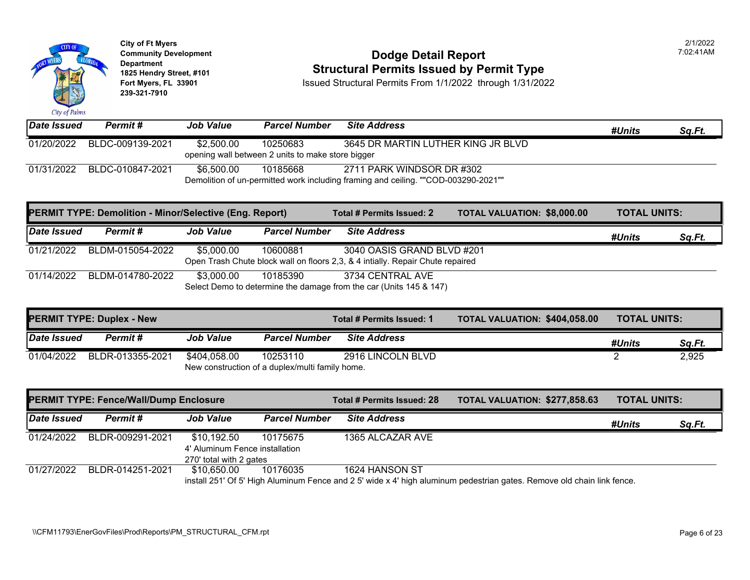**City of Ft Myers**
**Community Development Department**
**1825 Hendry Street, #101**
**Fort Myers, FL 33901**
**239-321-7910**

# Dodge Detail Report
## Structural Permits Issued by Permit Type

Issued Structural Permits From 1/1/2022 through 1/31/2022

2/1/2022 7:02:41AM

| Date Issued | Permit # | Job Value | Parcel Number | Site Address | #Units | Sq.Ft. |
|---|---|---|---|---|---|---|
| 01/20/2022 | BLDC-009139-2021 | $2,500.00 | 10250683 | 3645 DR MARTIN LUTHER KING JR BLVD | | |
| | | opening wall between 2 units to make store bigger | | | | |
| 01/31/2022 | BLDC-010847-2021 | $6,500.00 | 10185668 | 2711 PARK WINDSOR DR #302 | | |
| | | Demolition of un-permitted work including framing and ceiling. ""COD-003290-2021"" | | | | |

**PERMIT TYPE: Demolition - Minor/Selective (Eng. Report)** — **Total # Permits Issued: 2** — **TOTAL VALUATION: $8,000.00** — **TOTAL UNITS:**

| Date Issued | Permit # | Job Value | Parcel Number | Site Address | #Units | Sq.Ft. |
|---|---|---|---|---|---|---|
| 01/21/2022 | BLDM-015054-2022 | $5,000.00 | 10600881 | 3040 OASIS GRAND BLVD #201 | | |
| | | Open Trash Chute block wall on floors 2,3, & 4 intially. Repair Chute repaired | | | | |
| 01/14/2022 | BLDM-014780-2022 | $3,000.00 | 10185390 | 3734 CENTRAL AVE | | |
| | | Select Demo to determine the damage from the car (Units 145 & 147) | | | | |

**PERMIT TYPE: Duplex - New** — **Total # Permits Issued: 1** — **TOTAL VALUATION: $404,058.00** — **TOTAL UNITS:**

| Date Issued | Permit # | Job Value | Parcel Number | Site Address | #Units | Sq.Ft. |
|---|---|---|---|---|---|---|
| 01/04/2022 | BLDR-013355-2021 | $404,058.00 | 10253110 | 2916 LINCOLN BLVD | 2 | 2,925 |
| | | New construction of a duplex/multi family home. | | | | |

**PERMIT TYPE: Fence/Wall/Dump Enclosure** — **Total # Permits Issued: 28** — **TOTAL VALUATION: $277,858.63** — **TOTAL UNITS:**

| Date Issued | Permit # | Job Value | Parcel Number | Site Address | #Units | Sq.Ft. |
|---|---|---|---|---|---|---|
| 01/24/2022 | BLDR-009291-2021 | $10,192.50 | 10175675 | 1365 ALCAZAR AVE | | |
| | | 4' Aluminum Fence installation<br>270' total with 2 gates | | | | |
| 01/27/2022 | BLDR-014251-2021 | $10,650.00 | 10176035 | 1624 HANSON ST | | |
| | | install 251' Of 5' High Aluminum Fence and 2 5' wide x 4' high aluminum pedestrian gates. Remove old chain link fence. | | | | |

\\CFM11793\EnerGovFiles\Prod\Reports\PM_STRUCTURAL_CFM.rpt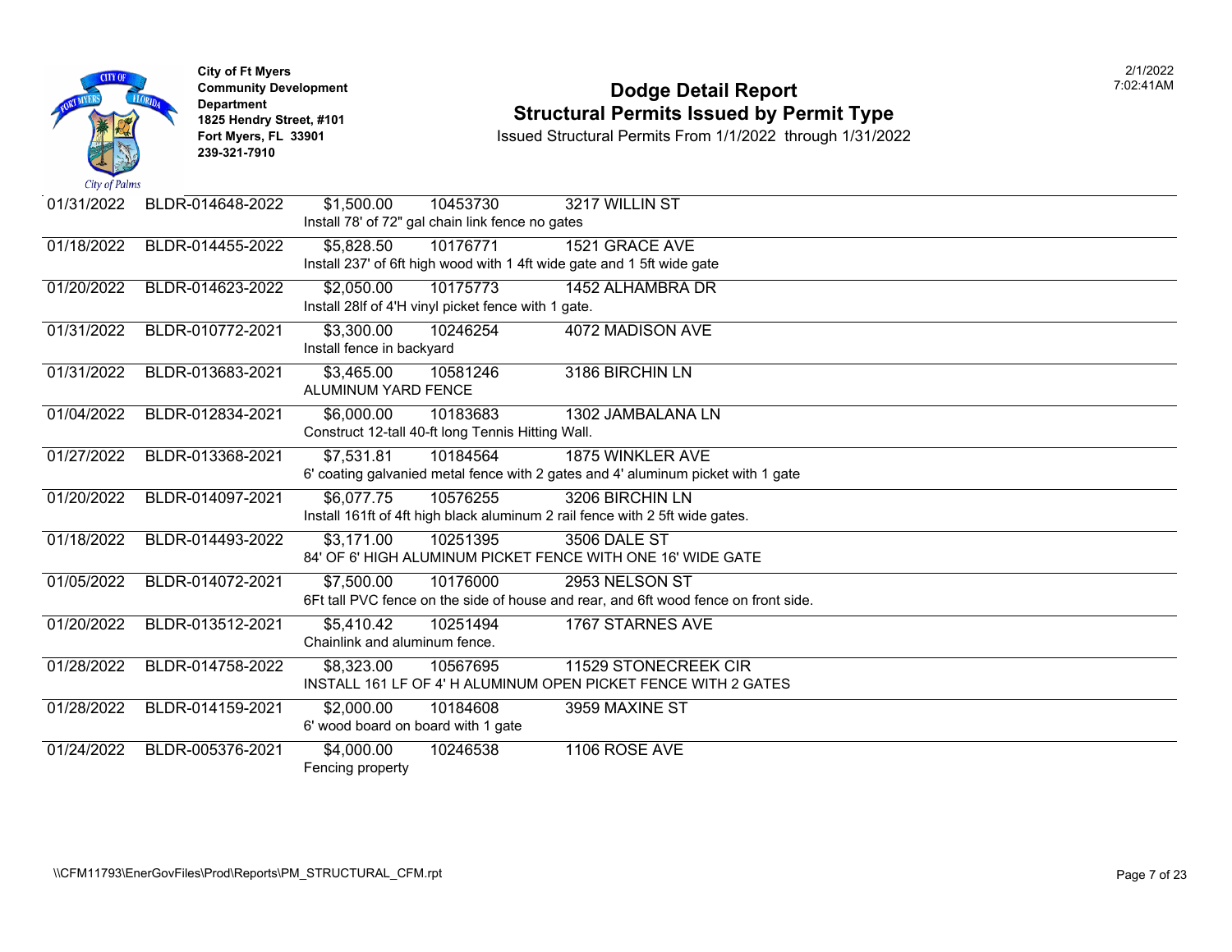City of Ft Myers
Community Development Department
1825 Hendry Street, #101
Fort Myers, FL 33901
239-321-7910

# Dodge Detail Report
## Structural Permits Issued by Permit Type

Issued Structural Permits From 1/1/2022 through 1/31/2022

2/1/2022
7:02:41AM

| Issued Date | Permit Number | Valuation | Parcel | Address |
|---|---|---|---|---|
| 01/31/2022 | BLDR-014648-2022 | $1,500.00 | 10453730 | 3217 WILLIN ST |
| | | Install 78' of 72" gal chain link fence no gates | | |
| 01/18/2022 | BLDR-014455-2022 | $5,828.50 | 10176771 | 1521 GRACE AVE |
| | | Install 237' of 6ft high wood with 1 4ft wide gate and 1 5ft wide gate | | |
| 01/20/2022 | BLDR-014623-2022 | $2,050.00 | 10175773 | 1452 ALHAMBRA DR |
| | | Install 28lf of 4'H vinyl picket fence with 1 gate. | | |
| 01/31/2022 | BLDR-010772-2021 | $3,300.00 | 10246254 | 4072 MADISON AVE |
| | | Install fence in backyard | | |
| 01/31/2022 | BLDR-013683-2021 | $3,465.00 | 10581246 | 3186 BIRCHIN LN |
| | | ALUMINUM YARD FENCE | | |
| 01/04/2022 | BLDR-012834-2021 | $6,000.00 | 10183683 | 1302 JAMBALANA LN |
| | | Construct 12-tall 40-ft long Tennis Hitting Wall. | | |
| 01/27/2022 | BLDR-013368-2021 | $7,531.81 | 10184564 | 1875 WINKLER AVE |
| | | 6' coating galvanied metal fence with 2 gates and 4' aluminum picket with 1 gate | | |
| 01/20/2022 | BLDR-014097-2021 | $6,077.75 | 10576255 | 3206 BIRCHIN LN |
| | | Install 161ft of 4ft high black aluminum 2 rail fence with 2 5ft wide gates. | | |
| 01/18/2022 | BLDR-014493-2022 | $3,171.00 | 10251395 | 3506 DALE ST |
| | | 84' OF 6' HIGH ALUMINUM PICKET FENCE WITH ONE 16' WIDE GATE | | |
| 01/05/2022 | BLDR-014072-2021 | $7,500.00 | 10176000 | 2953 NELSON ST |
| | | 6Ft tall PVC fence on the side of house and rear, and 6ft wood fence on front side. | | |
| 01/20/2022 | BLDR-013512-2021 | $5,410.42 | 10251494 | 1767 STARNES AVE |
| | | Chainlink and aluminum fence. | | |
| 01/28/2022 | BLDR-014758-2022 | $8,323.00 | 10567695 | 11529 STONECREEK CIR |
| | | INSTALL 161 LF OF 4' H ALUMINUM OPEN PICKET FENCE WITH 2 GATES | | |
| 01/28/2022 | BLDR-014159-2021 | $2,000.00 | 10184608 | 3959 MAXINE ST |
| | | 6' wood board on board with 1 gate | | |
| 01/24/2022 | BLDR-005376-2021 | $4,000.00 | 10246538 | 1106 ROSE AVE |
| | | Fencing property | | |

\\CFM11793\EnerGovFiles\Prod\Reports\PM_STRUCTURAL_CFM.rpt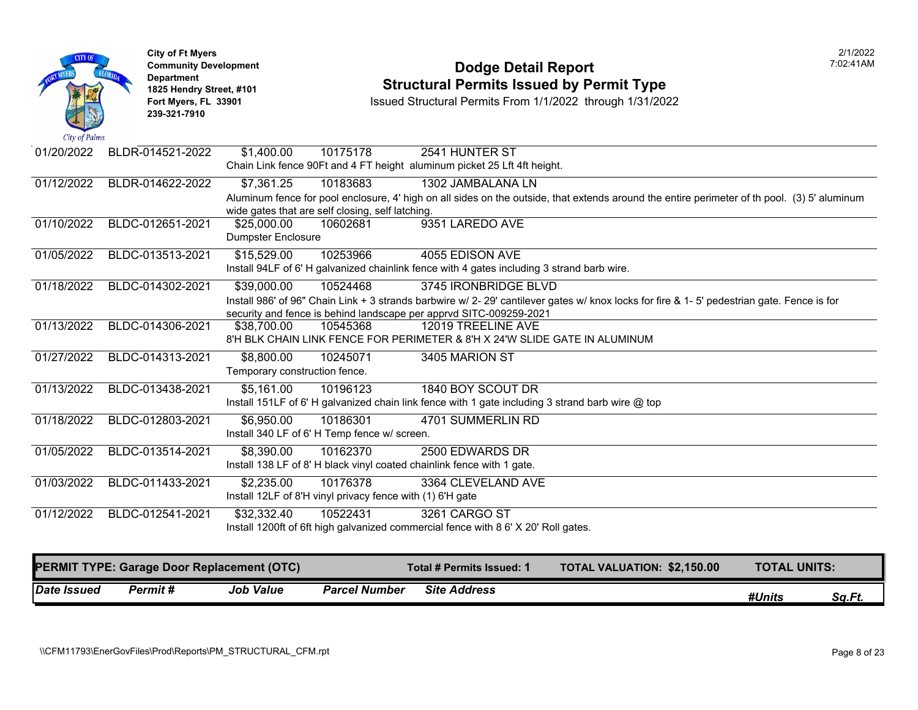| Date Issued | Permit # | Job Value | Parcel Number | Site Address |
|---|---|---|---|---|
| 01/20/2022 | BLDR-014521-2022 | $1,400.00 | 10175178 | 2541 HUNTER ST |
| | | Chain Link fence 90Ft and 4 FT height aluminum picket 25 Lft 4ft height. | | |
| 01/12/2022 | BLDR-014622-2022 | $7,361.25 | 10183683 | 1302 JAMBALANA LN |
| | | Aluminum fence for pool enclosure, 4' high on all sides on the outside, that extends around the entire perimeter of th pool. (3) 5' aluminum wide gates that are self closing, self latching. | | |
| 01/10/2022 | BLDC-012651-2021 | $25,000.00 | 10602681 | 9351 LAREDO AVE |
| | | Dumpster Enclosure | | |
| 01/05/2022 | BLDC-013513-2021 | $15,529.00 | 10253966 | 4055 EDISON AVE |
| | | Install 94LF of 6' H galvanized chainlink fence with 4 gates including 3 strand barb wire. | | |
| 01/18/2022 | BLDC-014302-2021 | $39,000.00 | 10524468 | 3745 IRONBRIDGE BLVD |
| | | Install 986' of 96" Chain Link + 3 strands barbwire w/ 2- 29' cantilever gates w/ knox locks for fire & 1- 5' pedestrian gate. Fence is for security and fence is behind landscape per apprvd SITC-009259-2021 | | |
| 01/13/2022 | BLDC-014306-2021 | $38,700.00 | 10545368 | 12019 TREELINE AVE |
| | | 8'H BLK CHAIN LINK FENCE FOR PERIMETER & 8'H X 24'W SLIDE GATE IN ALUMINUM | | |
| 01/27/2022 | BLDC-014313-2021 | $8,800.00 | 10245071 | 3405 MARION ST |
| | | Temporary construction fence. | | |
| 01/13/2022 | BLDC-013438-2021 | $5,161.00 | 10196123 | 1840 BOY SCOUT DR |
| | | Install 151LF of 6' H galvanized chain link fence with 1 gate including 3 strand barb wire @ top | | |
| 01/18/2022 | BLDC-012803-2021 | $6,950.00 | 10186301 | 4701 SUMMERLIN RD |
| | | Install 340 LF of 6' H Temp fence w/ screen. | | |
| 01/05/2022 | BLDC-013514-2021 | $8,390.00 | 10162370 | 2500 EDWARDS DR |
| | | Install 138 LF of 8' H black vinyl coated chainlink fence with 1 gate. | | |
| 01/03/2022 | BLDC-011433-2021 | $2,235.00 | 10176378 | 3364 CLEVELAND AVE |
| | | Install 12LF of 8'H vinyl privacy fence with (1) 6'H gate | | |
| 01/12/2022 | BLDC-012541-2021 | $32,332.40 | 10522431 | 3261 CARGO ST |
| | | Install 1200ft of 6ft high galvanized commercial fence with 8 6' X 20' Roll gates. | | |

**PERMIT TYPE: Garage Door Replacement (OTC)** — **Total # Permits Issued: 1** — **TOTAL VALUATION: $2,150.00** — **TOTAL UNITS:**

| *Date Issued* | *Permit #* | *Job Value* | *Parcel Number* | *Site Address* | *#Units* | *Sq.Ft.* |
|---|---|---|---|---|---|---|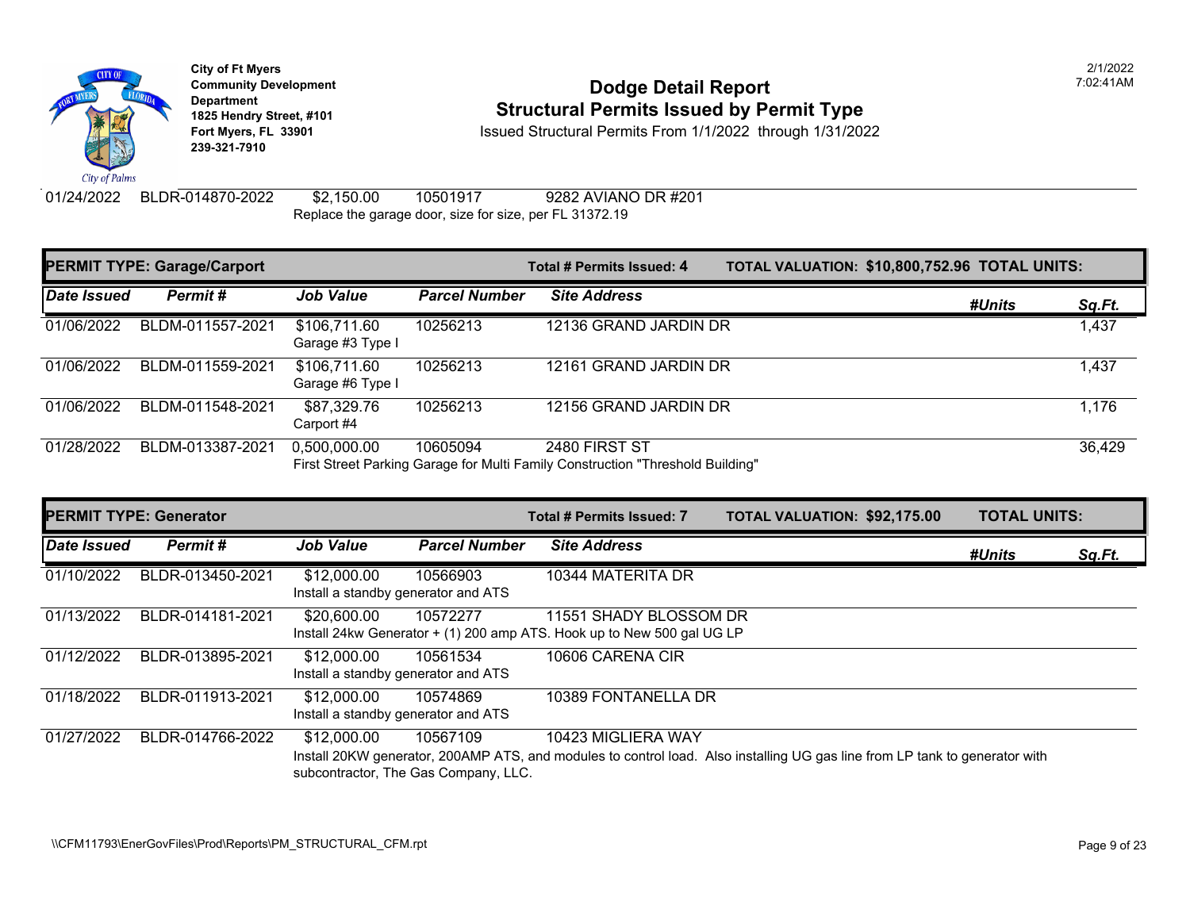City of Ft Myers
Community Development Department
1825 Hendry Street, #101
Fort Myers, FL 33901
239-321-7910

# Dodge Detail Report
## Structural Permits Issued by Permit Type
Issued Structural Permits From 1/1/2022 through 1/31/2022

2/1/2022
7:02:41AM

| Date Issued | Permit # | Job Value | Parcel Number | Site Address | #Units | Sq.Ft. |
|---|---|---|---|---|---|---|
| 01/24/2022 | BLDR-014870-2022 | $2,150.00 | 10501917 | 9282 AVIANO DR #201 | | |
| | | Replace the garage door, size for size, per FL 31372.19 | | | | |

**PERMIT TYPE: Garage/Carport** — Total # Permits Issued: 4 — TOTAL VALUATION: $10,800,752.96 — TOTAL UNITS:

| Date Issued | Permit # | Job Value | Parcel Number | Site Address | #Units | Sq.Ft. |
|---|---|---|---|---|---|---|
| 01/06/2022 | BLDM-011557-2021 | $106,711.60<br>Garage #3 Type I | 10256213 | 12136 GRAND JARDIN DR | | 1,437 |
| 01/06/2022 | BLDM-011559-2021 | $106,711.60<br>Garage #6 Type I | 10256213 | 12161 GRAND JARDIN DR | | 1,437 |
| 01/06/2022 | BLDM-011548-2021 | $87,329.76<br>Carport #4 | 10256213 | 12156 GRAND JARDIN DR | | 1,176 |
| 01/28/2022 | BLDM-013387-2021 | 0,500,000.00 | 10605094 | 2480 FIRST ST | | 36,429 |
| | | First Street Parking Garage for Multi Family Construction "Threshold Building" | | | | |

**PERMIT TYPE: Generator** — Total # Permits Issued: 7 — TOTAL VALUATION: $92,175.00 — TOTAL UNITS:

| Date Issued | Permit # | Job Value | Parcel Number | Site Address | #Units | Sq.Ft. |
|---|---|---|---|---|---|---|
| 01/10/2022 | BLDR-013450-2021 | $12,000.00 | 10566903 | 10344 MATERITA DR | | |
| | | Install a standby generator and ATS | | | | |
| 01/13/2022 | BLDR-014181-2021 | $20,600.00 | 10572277 | 11551 SHADY BLOSSOM DR | | |
| | | Install 24kw Generator + (1) 200 amp ATS. Hook up to New 500 gal UG LP | | | | |
| 01/12/2022 | BLDR-013895-2021 | $12,000.00 | 10561534 | 10606 CARENA CIR | | |
| | | Install a standby generator and ATS | | | | |
| 01/18/2022 | BLDR-011913-2021 | $12,000.00 | 10574869 | 10389 FONTANELLA DR | | |
| | | Install a standby generator and ATS | | | | |
| 01/27/2022 | BLDR-014766-2022 | $12,000.00 | 10567109 | 10423 MIGLIERA WAY | | |
| | | Install 20KW generator, 200AMP ATS, and modules to control load. Also installing UG gas line from LP tank to generator with subcontractor, The Gas Company, LLC. | | | | |

\\CFM11793\EnerGovFiles\Prod\Reports\PM_STRUCTURAL_CFM.rpt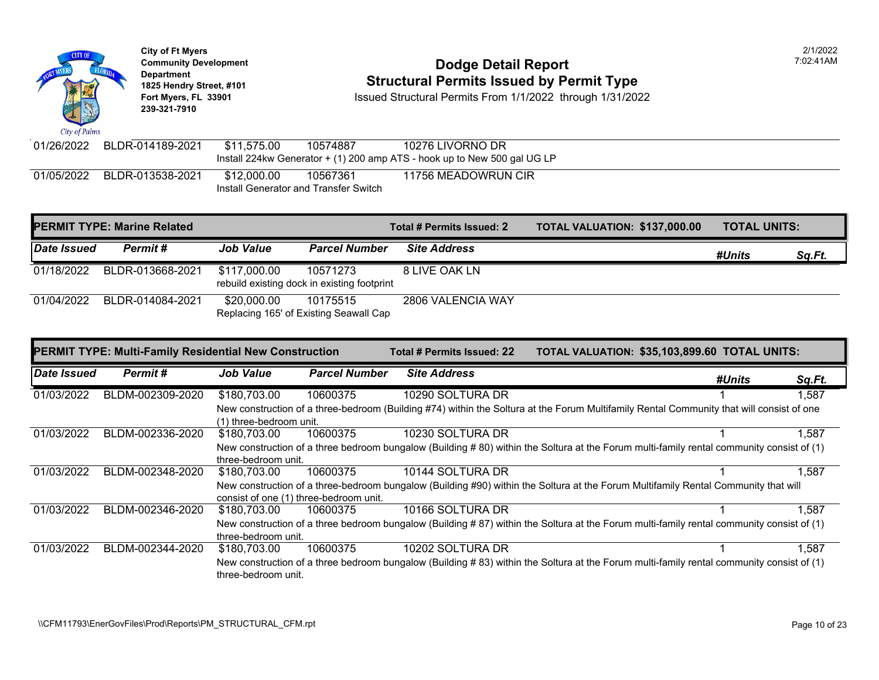| Date Issued | Permit # | Job Value | Parcel Number | Site Address | #Units | Sq.Ft. |
|---|---|---|---|---|---|---|
| 01/26/2022 | BLDR-014189-2021 | $11,575.00 | 10574887 | 10276 LIVORNO DR | | |
| | | Install 224kw Generator + (1) 200 amp ATS - hook up to New 500 gal UG LP | | | | |
| 01/05/2022 | BLDR-013538-2021 | $12,000.00 | 10567361 | 11756 MEADOWRUN CIR | | |
| | | Install Generator and Transfer Switch | | | | |

## PERMIT TYPE: Marine Related

**Total # Permits Issued: 2** **TOTAL VALUATION: $137,000.00** **TOTAL UNITS:**

| Date Issued | Permit # | Job Value | Parcel Number | Site Address | #Units | Sq.Ft. |
|---|---|---|---|---|---|---|
| 01/18/2022 | BLDR-013668-2021 | $117,000.00 | 10571273 | 8 LIVE OAK LN | | |
| | | rebuild existing dock in existing footprint | | | | |
| 01/04/2022 | BLDR-014084-2021 | $20,000.00 | 10175515 | 2806 VALENCIA WAY | | |
| | | Replacing 165' of Existing Seawall Cap | | | | |

## PERMIT TYPE: Multi-Family Residential New Construction

**Total # Permits Issued: 22** **TOTAL VALUATION: $35,103,899.60** **TOTAL UNITS:**

| Date Issued | Permit # | Job Value | Parcel Number | Site Address | #Units | Sq.Ft. |
|---|---|---|---|---|---|---|
| 01/03/2022 | BLDM-002309-2020 | $180,703.00 | 10600375 | 10290 SOLTURA DR | 1 | 1,587 |
| | | New construction of a three-bedroom (Building #74) within the Soltura at the Forum Multifamily Rental Community that will consist of one (1) three-bedroom unit. | | | | |
| 01/03/2022 | BLDM-002336-2020 | $180,703.00 | 10600375 | 10230 SOLTURA DR | 1 | 1,587 |
| | | New construction of a three bedroom bungalow (Building # 80) within the Soltura at the Forum multi-family rental community consist of (1) three-bedroom unit. | | | | |
| 01/03/2022 | BLDM-002348-2020 | $180,703.00 | 10600375 | 10144 SOLTURA DR | 1 | 1,587 |
| | | New construction of a three-bedroom bungalow (Building #90) within the Soltura at the Forum Multifamily Rental Community that will consist of one (1) three-bedroom unit. | | | | |
| 01/03/2022 | BLDM-002346-2020 | $180,703.00 | 10600375 | 10166 SOLTURA DR | 1 | 1,587 |
| | | New construction of a three bedroom bungalow (Building # 87) within the Soltura at the Forum multi-family rental community consist of (1) three-bedroom unit. | | | | |
| 01/03/2022 | BLDM-002344-2020 | $180,703.00 | 10600375 | 10202 SOLTURA DR | 1 | 1,587 |
| | | New construction of a three bedroom bungalow (Building # 83) within the Soltura at the Forum multi-family rental community consist of (1) three-bedroom unit. | | | | |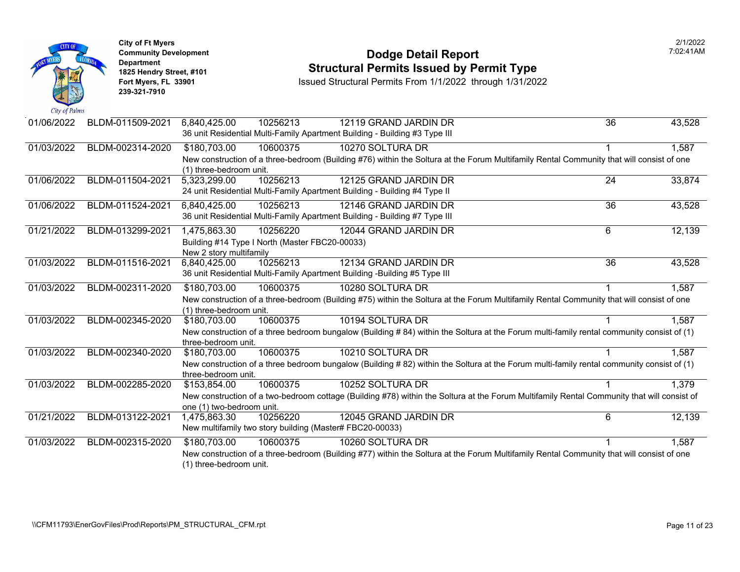City of Ft Myers
Community Development Department
1825 Hendry Street, #101
Fort Myers, FL 33901
239-321-7910

# Dodge Detail Report
## Structural Permits Issued by Permit Type

Issued Structural Permits From 1/1/2022 through 1/31/2022

2/1/2022
7:02:41AM

| Issued Date | Permit Number | Valuation | Parcel | Address | Units | Sq Ft |
|---|---|---|---|---|---|---|
| 01/06/2022 | BLDM-011509-2021 | 6,840,425.00 | 10256213 | 12119 GRAND JARDIN DR | 36 | 43,528 |
| | | 36 unit Residential Multi-Family Apartment Building - Building #3 Type III | | | | |
| 01/03/2022 | BLDM-002314-2020 | $180,703.00 | 10600375 | 10270 SOLTURA DR | 1 | 1,587 |
| | | New construction of a three-bedroom (Building #76) within the Soltura at the Forum Multifamily Rental Community that will consist of one (1) three-bedroom unit. | | | | |
| 01/06/2022 | BLDM-011504-2021 | 5,323,299.00 | 10256213 | 12125 GRAND JARDIN DR | 24 | 33,874 |
| | | 24 unit Residential Multi-Family Apartment Building - Building #4 Type II | | | | |
| 01/06/2022 | BLDM-011524-2021 | 6,840,425.00 | 10256213 | 12146 GRAND JARDIN DR | 36 | 43,528 |
| | | 36 unit Residential Multi-Family Apartment Building - Building #7 Type III | | | | |
| 01/21/2022 | BLDM-013299-2021 | 1,475,863.30 | 10256220 | 12044 GRAND JARDIN DR | 6 | 12,139 |
| | | Building #14 Type I North (Master FBC20-00033) New 2 story multifamily | | | | |
| 01/03/2022 | BLDM-011516-2021 | 6,840,425.00 | 10256213 | 12134 GRAND JARDIN DR | 36 | 43,528 |
| | | 36 unit Residential Multi-Family Apartment Building -Building #5 Type III | | | | |
| 01/03/2022 | BLDM-002311-2020 | $180,703.00 | 10600375 | 10280 SOLTURA DR | 1 | 1,587 |
| | | New construction of a three-bedroom (Building #75) within the Soltura at the Forum Multifamily Rental Community that will consist of one (1) three-bedroom unit. | | | | |
| 01/03/2022 | BLDM-002345-2020 | $180,703.00 | 10600375 | 10194 SOLTURA DR | 1 | 1,587 |
| | | New construction of a three bedroom bungalow (Building # 84) within the Soltura at the Forum multi-family rental community consist of (1) three-bedroom unit. | | | | |
| 01/03/2022 | BLDM-002340-2020 | $180,703.00 | 10600375 | 10210 SOLTURA DR | 1 | 1,587 |
| | | New construction of a three bedroom bungalow (Building # 82) within the Soltura at the Forum multi-family rental community consist of (1) three-bedroom unit. | | | | |
| 01/03/2022 | BLDM-002285-2020 | $153,854.00 | 10600375 | 10252 SOLTURA DR | 1 | 1,379 |
| | | New construction of a two-bedroom cottage (Building #78) within the Soltura at the Forum Multifamily Rental Community that will consist of one (1) two-bedroom unit. | | | | |
| 01/21/2022 | BLDM-013122-2021 | 1,475,863.30 | 10256220 | 12045 GRAND JARDIN DR | 6 | 12,139 |
| | | New multifamily two story building (Master# FBC20-00033) | | | | |
| 01/03/2022 | BLDM-002315-2020 | $180,703.00 | 10600375 | 10260 SOLTURA DR | 1 | 1,587 |
| | | New construction of a three-bedroom (Building #77) within the Soltura at the Forum Multifamily Rental Community that will consist of one (1) three-bedroom unit. | | | | |

\\CFM11793\EnerGovFiles\Prod\Reports\PM_STRUCTURAL_CFM.rpt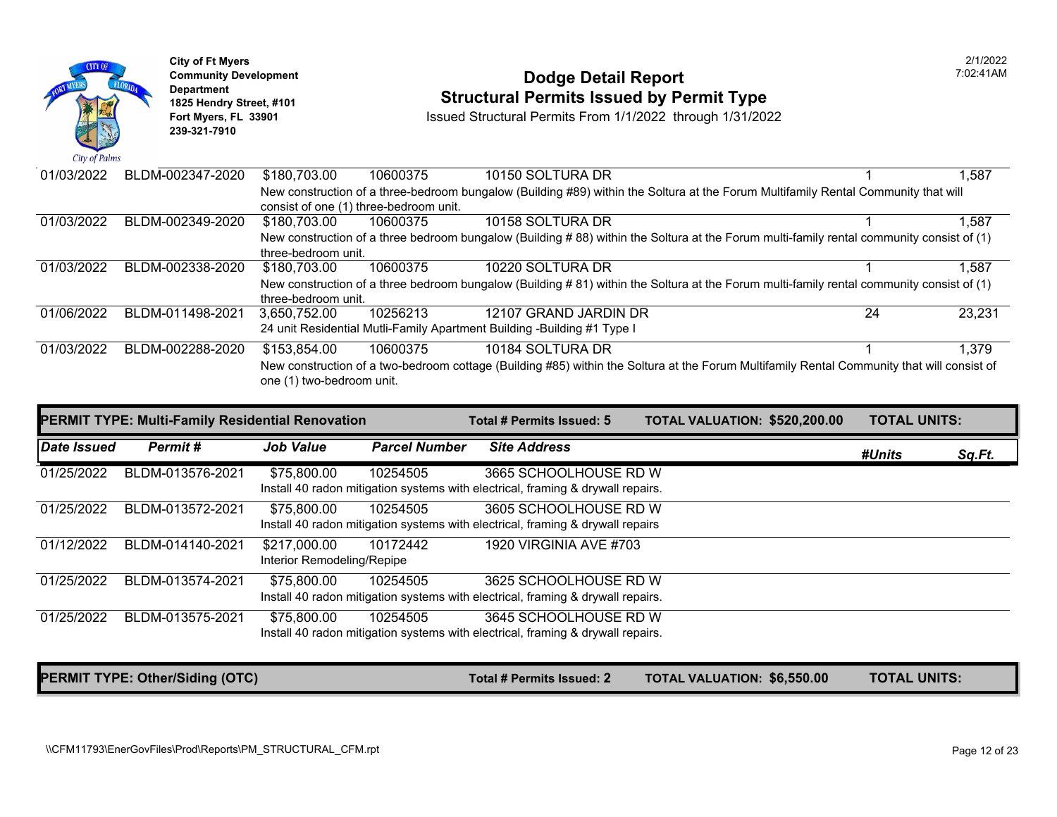City of Ft Myers
Community Development Department
1825 Hendry Street, #101
Fort Myers, FL 33901
239-321-7910

# Dodge Detail Report
## Structural Permits Issued by Permit Type

Issued Structural Permits From 1/1/2022 through 1/31/2022

2/1/2022
7:02:41AM

| Date Issued | Permit # | Job Value | Parcel Number | Site Address | #Units | Sq.Ft. |
|---|---|---|---|---|---|---|
| 01/03/2022 | BLDM-002347-2020 | $180,703.00 | 10600375 | 10150 SOLTURA DR | 1 | 1,587 |
| | | New construction of a three-bedroom bungalow (Building #89) within the Soltura at the Forum Multifamily Rental Community that will consist of one (1) three-bedroom unit. | | | | |
| 01/03/2022 | BLDM-002349-2020 | $180,703.00 | 10600375 | 10158 SOLTURA DR | 1 | 1,587 |
| | | New construction of a three bedroom bungalow (Building # 88) within the Soltura at the Forum multi-family rental community consist of (1) three-bedroom unit. | | | | |
| 01/03/2022 | BLDM-002338-2020 | $180,703.00 | 10600375 | 10220 SOLTURA DR | 1 | 1,587 |
| | | New construction of a three bedroom bungalow (Building # 81) within the Soltura at the Forum multi-family rental community consist of (1) three-bedroom unit. | | | | |
| 01/06/2022 | BLDM-011498-2021 | 3,650,752.00 | 10256213 | 12107 GRAND JARDIN DR | 24 | 23,231 |
| | | 24 unit Residential Mutli-Family Apartment Building -Building #1 Type I | | | | |
| 01/03/2022 | BLDM-002288-2020 | $153,854.00 | 10600375 | 10184 SOLTURA DR | 1 | 1,379 |
| | | New construction of a two-bedroom cottage (Building #85) within the Soltura at the Forum Multifamily Rental Community that will consist of one (1) two-bedroom unit. | | | | |

**PERMIT TYPE: Multi-Family Residential Renovation** — Total # Permits Issued: 5 — TOTAL VALUATION: $520,200.00 — TOTAL UNITS:

| Date Issued | Permit # | Job Value | Parcel Number | Site Address | #Units | Sq.Ft. |
|---|---|---|---|---|---|---|
| 01/25/2022 | BLDM-013576-2021 | $75,800.00 | 10254505 | 3665 SCHOOLHOUSE RD W | | |
| | | Install 40 radon mitigation systems with electrical, framing & drywall repairs. | | | | |
| 01/25/2022 | BLDM-013572-2021 | $75,800.00 | 10254505 | 3605 SCHOOLHOUSE RD W | | |
| | | Install 40 radon mitigation systems with electrical, framing & drywall repairs | | | | |
| 01/12/2022 | BLDM-014140-2021 | $217,000.00 | 10172442 | 1920 VIRGINIA AVE #703 | | |
| | | Interior Remodeling/Repipe | | | | |
| 01/25/2022 | BLDM-013574-2021 | $75,800.00 | 10254505 | 3625 SCHOOLHOUSE RD W | | |
| | | Install 40 radon mitigation systems with electrical, framing & drywall repairs. | | | | |
| 01/25/2022 | BLDM-013575-2021 | $75,800.00 | 10254505 | 3645 SCHOOLHOUSE RD W | | |
| | | Install 40 radon mitigation systems with electrical, framing & drywall repairs. | | | | |

**PERMIT TYPE: Other/Siding (OTC)** — Total # Permits Issued: 2 — TOTAL VALUATION: $6,550.00 — TOTAL UNITS:

\\CFM11793\EnerGovFiles\Prod\Reports\PM_STRUCTURAL_CFM.rpt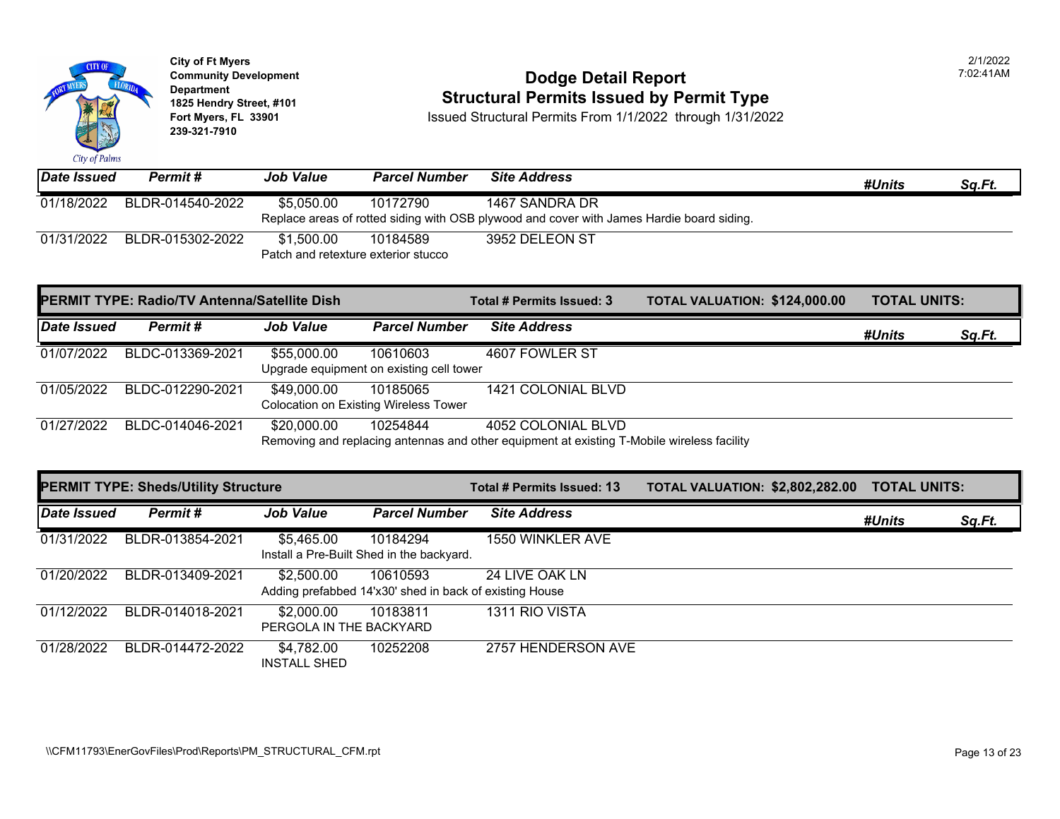City of Ft Myers
Community Development Department
1825 Hendry Street, #101
Fort Myers, FL 33901
239-321-7910

# Dodge Detail Report
## Structural Permits Issued by Permit Type

Issued Structural Permits From 1/1/2022 through 1/31/2022

2/1/2022 7:02:41AM

| Date Issued | Permit # | Job Value | Parcel Number | Site Address | #Units | Sq.Ft. |
|---|---|---|---|---|---|---|
| 01/18/2022 | BLDR-014540-2022 | $5,050.00 | 10172790 | 1467 SANDRA DR | | |
| | | Replace areas of rotted siding with OSB plywood and cover with James Hardie board siding. | | | | |
| 01/31/2022 | BLDR-015302-2022 | $1,500.00 | 10184589 | 3952 DELEON ST | | |
| | | Patch and retexture exterior stucco | | | | |

**PERMIT TYPE: Radio/TV Antenna/Satellite Dish** — **Total # Permits Issued: 3** — **TOTAL VALUATION: $124,000.00** — **TOTAL UNITS:**

| Date Issued | Permit # | Job Value | Parcel Number | Site Address | #Units | Sq.Ft. |
|---|---|---|---|---|---|---|
| 01/07/2022 | BLDC-013369-2021 | $55,000.00 | 10610603 | 4607 FOWLER ST | | |
| | | Upgrade equipment on existing cell tower | | | | |
| 01/05/2022 | BLDC-012290-2021 | $49,000.00 | 10185065 | 1421 COLONIAL BLVD | | |
| | | Colocation on Existing Wireless Tower | | | | |
| 01/27/2022 | BLDC-014046-2021 | $20,000.00 | 10254844 | 4052 COLONIAL BLVD | | |
| | | Removing and replacing antennas and other equipment at existing T-Mobile wireless facility | | | | |

**PERMIT TYPE: Sheds/Utility Structure** — **Total # Permits Issued: 13** — **TOTAL VALUATION: $2,802,282.00** — **TOTAL UNITS:**

| Date Issued | Permit # | Job Value | Parcel Number | Site Address | #Units | Sq.Ft. |
|---|---|---|---|---|---|---|
| 01/31/2022 | BLDR-013854-2021 | $5,465.00 | 10184294 | 1550 WINKLER AVE | | |
| | | Install a Pre-Built Shed in the backyard. | | | | |
| 01/20/2022 | BLDR-013409-2021 | $2,500.00 | 10610593 | 24 LIVE OAK LN | | |
| | | Adding prefabbed 14'x30' shed in back of existing House | | | | |
| 01/12/2022 | BLDR-014018-2021 | $2,000.00 | 10183811 | 1311 RIO VISTA | | |
| | | PERGOLA IN THE BACKYARD | | | | |
| 01/28/2022 | BLDR-014472-2022 | $4,782.00 | 10252208 | 2757 HENDERSON AVE | | |
| | | INSTALL SHED | | | | |

\\CFM11793\EnerGovFiles\Prod\Reports\PM_STRUCTURAL_CFM.rpt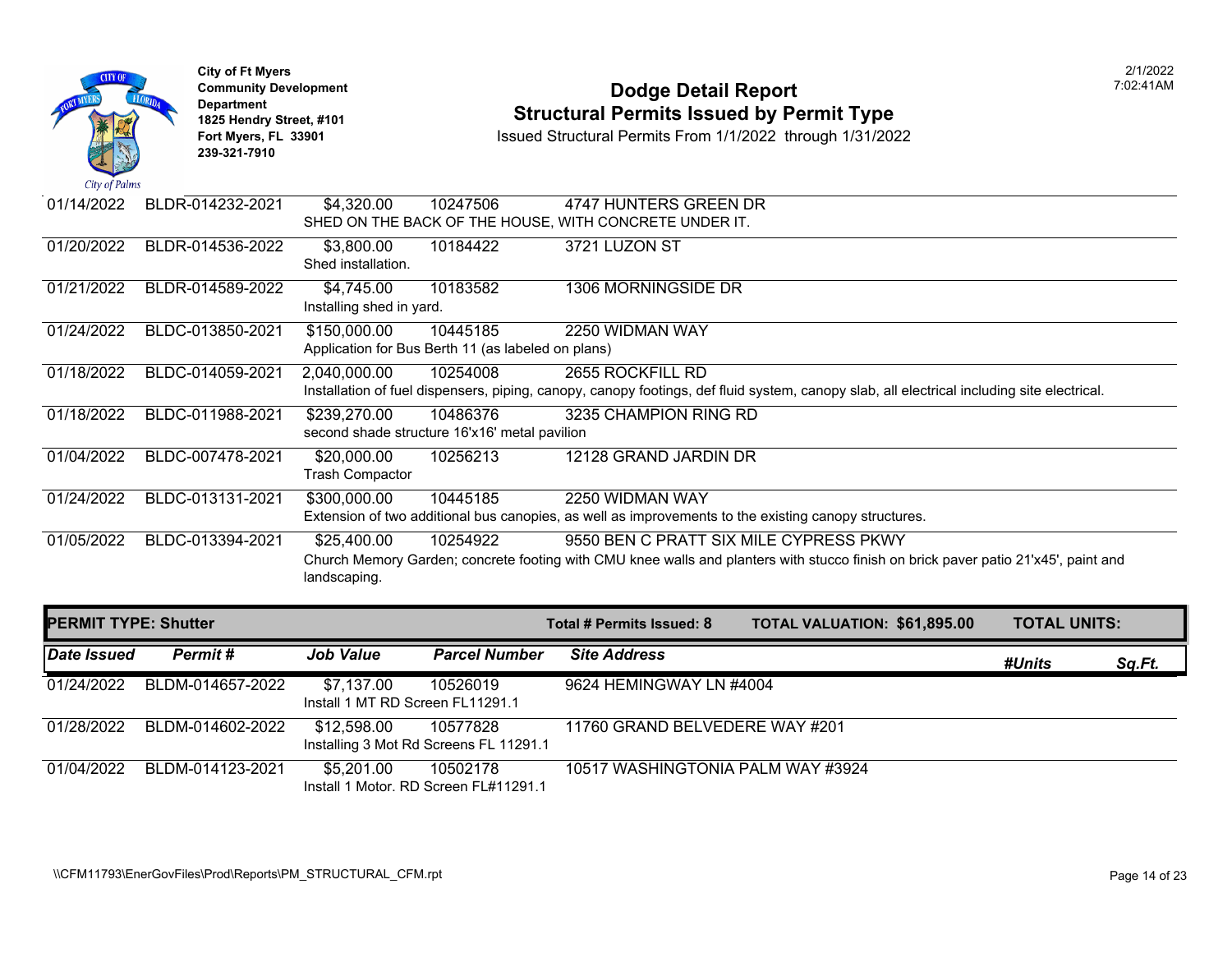City of Ft Myers
Community Development Department
1825 Hendry Street, #101
Fort Myers, FL 33901
239-321-7910

# Dodge Detail Report
## Structural Permits Issued by Permit Type

Issued Structural Permits From 1/1/2022 through 1/31/2022

2/1/2022
7:02:41AM

| Date Issued | Permit # | Job Value | Parcel Number | Site Address | #Units | Sq.Ft. |
|---|---|---|---|---|---|---|
| 01/14/2022 | BLDR-014232-2021 | $4,320.00 | 10247506 | 4747 HUNTERS GREEN DR | | |
| | | SHED ON THE BACK OF THE HOUSE, WITH CONCRETE UNDER IT. | | | | |
| 01/20/2022 | BLDR-014536-2022 | $3,800.00 | 10184422 | 3721 LUZON ST | | |
| | | Shed installation. | | | | |
| 01/21/2022 | BLDR-014589-2022 | $4,745.00 | 10183582 | 1306 MORNINGSIDE DR | | |
| | | Installing shed in yard. | | | | |
| 01/24/2022 | BLDC-013850-2021 | $150,000.00 | 10445185 | 2250 WIDMAN WAY | | |
| | | Application for Bus Berth 11 (as labeled on plans) | | | | |
| 01/18/2022 | BLDC-014059-2021 | 2,040,000.00 | 10254008 | 2655 ROCKFILL RD | | |
| | | Installation of fuel dispensers, piping, canopy, canopy footings, def fluid system, canopy slab, all electrical including site electrical. | | | | |
| 01/18/2022 | BLDC-011988-2021 | $239,270.00 | 10486376 | 3235 CHAMPION RING RD | | |
| | | second shade structure 16'x16' metal pavilion | | | | |
| 01/04/2022 | BLDC-007478-2021 | $20,000.00 | 10256213 | 12128 GRAND JARDIN DR | | |
| | | Trash Compactor | | | | |
| 01/24/2022 | BLDC-013131-2021 | $300,000.00 | 10445185 | 2250 WIDMAN WAY | | |
| | | Extension of two additional bus canopies, as well as improvements to the existing canopy structures. | | | | |
| 01/05/2022 | BLDC-013394-2021 | $25,400.00 | 10254922 | 9550 BEN C PRATT SIX MILE CYPRESS PKWY | | |
| | | Church Memory Garden; concrete footing with CMU knee walls and planters with stucco finish on brick paver patio 21'x45', paint and landscaping. | | | | |

**PERMIT TYPE: Shutter** — **Total # Permits Issued: 8** — **TOTAL VALUATION: $61,895.00** — **TOTAL UNITS:**

| Date Issued | Permit # | Job Value | Parcel Number | Site Address | #Units | Sq.Ft. |
|---|---|---|---|---|---|---|
| 01/24/2022 | BLDM-014657-2022 | $7,137.00 | 10526019 | 9624 HEMINGWAY LN #4004 | | |
| | | Install 1 MT RD Screen FL11291.1 | | | | |
| 01/28/2022 | BLDM-014602-2022 | $12,598.00 | 10577828 | 11760 GRAND BELVEDERE WAY #201 | | |
| | | Installing 3 Mot Rd Screens FL 11291.1 | | | | |
| 01/04/2022 | BLDM-014123-2021 | $5,201.00 | 10502178 | 10517 WASHINGTONIA PALM WAY #3924 | | |
| | | Install 1 Motor. RD Screen FL#11291.1 | | | | |

\\CFM11793\EnerGovFiles\Prod\Reports\PM_STRUCTURAL_CFM.rpt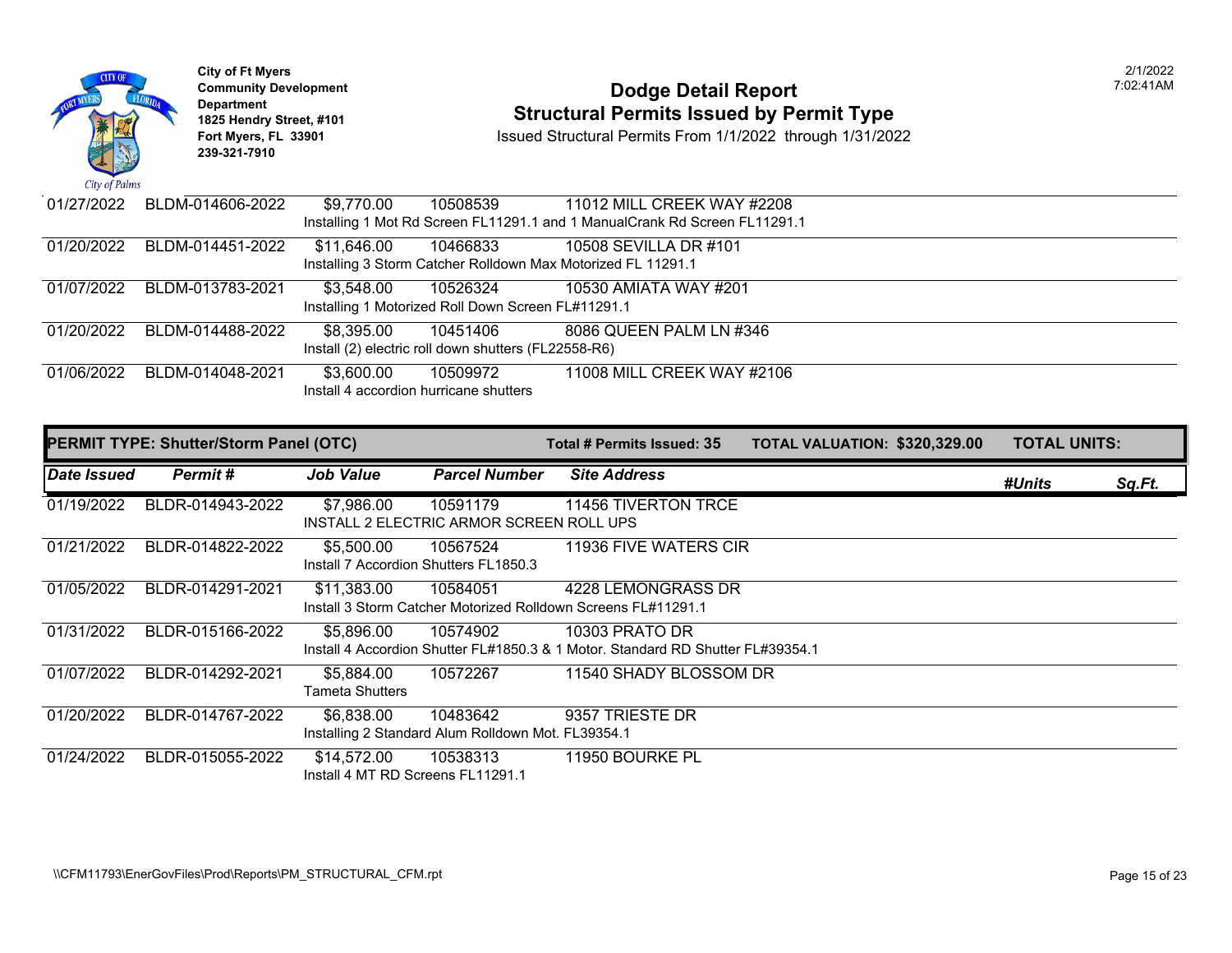City of Ft Myers
Community Development Department
1825 Hendry Street, #101
Fort Myers, FL 33901
239-321-7910

# Dodge Detail Report
## Structural Permits Issued by Permit Type

Issued Structural Permits From 1/1/2022 through 1/31/2022

2/1/2022
7:02:41AM

| Date Issued | Permit # | Job Value | Parcel Number | Site Address |
|---|---|---|---|---|
| 01/27/2022 | BLDM-014606-2022 | $9,770.00 | 10508539 | 11012 MILL CREEK WAY #2208 |
| | Installing 1 Mot Rd Screen FL11291.1 and 1 ManualCrank Rd Screen FL11291.1 | | | |
| 01/20/2022 | BLDM-014451-2022 | $11,646.00 | 10466833 | 10508 SEVILLA DR #101 |
| | Installing 3 Storm Catcher Rolldown Max Motorized FL 11291.1 | | | |
| 01/07/2022 | BLDM-013783-2021 | $3,548.00 | 10526324 | 10530 AMIATA WAY #201 |
| | Installing 1 Motorized Roll Down Screen FL#11291.1 | | | |
| 01/20/2022 | BLDM-014488-2022 | $8,395.00 | 10451406 | 8086 QUEEN PALM LN #346 |
| | Install (2) electric roll down shutters (FL22558-R6) | | | |
| 01/06/2022 | BLDM-014048-2021 | $3,600.00 | 10509972 | 11008 MILL CREEK WAY #2106 |
| | Install 4 accordion hurricane shutters | | | |

**PERMIT TYPE: Shutter/Storm Panel (OTC)** — **Total # Permits Issued: 35** — **TOTAL VALUATION: $320,329.00** — **TOTAL UNITS:**

| Date Issued | Permit # | Job Value | Parcel Number | Site Address | #Units | Sq.Ft. |
|---|---|---|---|---|---|---|
| 01/19/2022 | BLDR-014943-2022 | $7,986.00 | 10591179 | 11456 TIVERTON TRCE | | |
| | INSTALL 2 ELECTRIC ARMOR SCREEN ROLL UPS | | | | | |
| 01/21/2022 | BLDR-014822-2022 | $5,500.00 | 10567524 | 11936 FIVE WATERS CIR | | |
| | Install 7 Accordion Shutters FL1850.3 | | | | | |
| 01/05/2022 | BLDR-014291-2021 | $11,383.00 | 10584051 | 4228 LEMONGRASS DR | | |
| | Install 3 Storm Catcher Motorized Rolldown Screens FL#11291.1 | | | | | |
| 01/31/2022 | BLDR-015166-2022 | $5,896.00 | 10574902 | 10303 PRATO DR | | |
| | Install 4 Accordion Shutter FL#1850.3 & 1 Motor. Standard RD Shutter FL#39354.1 | | | | | |
| 01/07/2022 | BLDR-014292-2021 | $5,884.00 | 10572267 | 11540 SHADY BLOSSOM DR | | |
| | Tameta Shutters | | | | | |
| 01/20/2022 | BLDR-014767-2022 | $6,838.00 | 10483642 | 9357 TRIESTE DR | | |
| | Installing 2 Standard Alum Rolldown Mot. FL39354.1 | | | | | |
| 01/24/2022 | BLDR-015055-2022 | $14,572.00 | 10538313 | 11950 BOURKE PL | | |
| | Install 4 MT RD Screens FL11291.1 | | | | | |

\\CFM11793\EnerGovFiles\Prod\Reports\PM_STRUCTURAL_CFM.rpt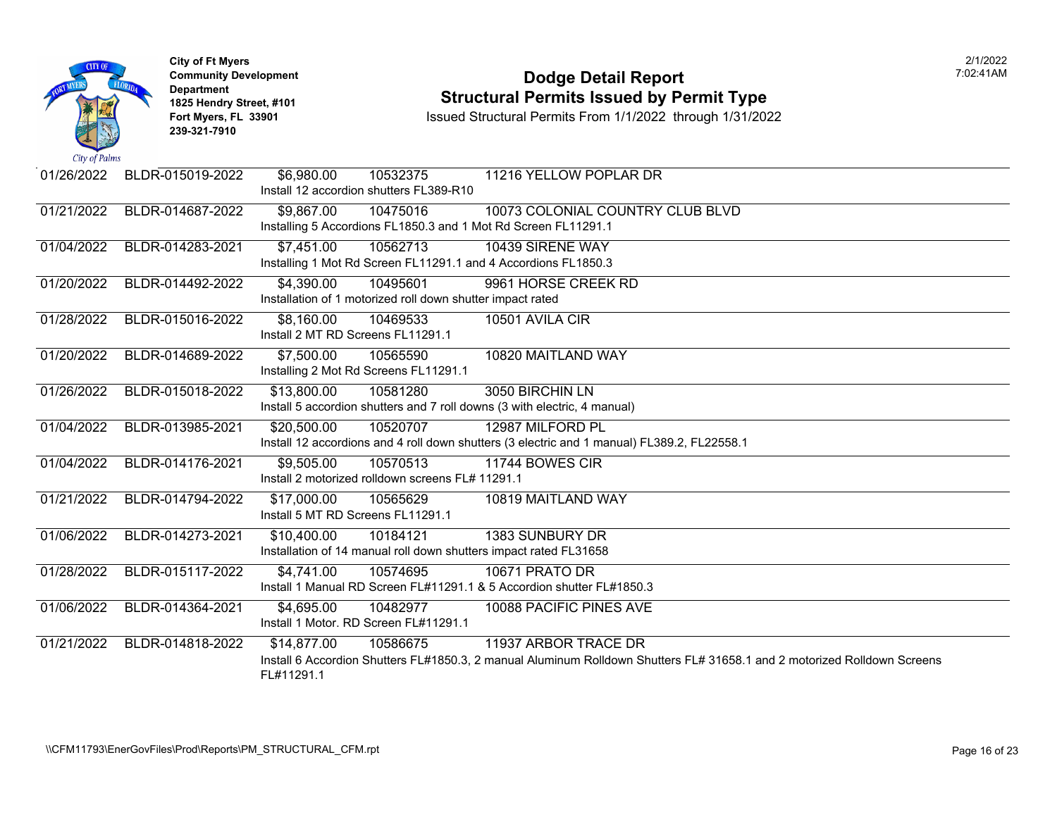City of Ft Myers
Community Development Department
1825 Hendry Street, #101
Fort Myers, FL 33901
239-321-7910

# Dodge Detail Report
## Structural Permits Issued by Permit Type

Issued Structural Permits From 1/1/2022 through 1/31/2022

2/1/2022 7:02:41AM

| Date | Permit # | Valuation | Parcel | Address / Description |
|---|---|---|---|---|
| 01/26/2022 | BLDR-015019-2022 | $6,980.00 | 10532375 | 11216 YELLOW POPLAR DR |
| | | Install 12 accordion shutters FL389-R10 | | |
| 01/21/2022 | BLDR-014687-2022 | $9,867.00 | 10475016 | 10073 COLONIAL COUNTRY CLUB BLVD |
| | | Installing 5 Accordions FL1850.3 and 1 Mot Rd Screen FL11291.1 | | |
| 01/04/2022 | BLDR-014283-2021 | $7,451.00 | 10562713 | 10439 SIRENE WAY |
| | | Installing 1 Mot Rd Screen FL11291.1 and 4 Accordions FL1850.3 | | |
| 01/20/2022 | BLDR-014492-2022 | $4,390.00 | 10495601 | 9961 HORSE CREEK RD |
| | | Installation of 1 motorized roll down shutter impact rated | | |
| 01/28/2022 | BLDR-015016-2022 | $8,160.00 | 10469533 | 10501 AVILA CIR |
| | | Install 2 MT RD Screens FL11291.1 | | |
| 01/20/2022 | BLDR-014689-2022 | $7,500.00 | 10565590 | 10820 MAITLAND WAY |
| | | Installing 2 Mot Rd Screens FL11291.1 | | |
| 01/26/2022 | BLDR-015018-2022 | $13,800.00 | 10581280 | 3050 BIRCHIN LN |
| | | Install 5 accordion shutters and 7 roll downs (3 with electric, 4 manual) | | |
| 01/04/2022 | BLDR-013985-2021 | $20,500.00 | 10520707 | 12987 MILFORD PL |
| | | Install 12 accordions and 4 roll down shutters (3 electric and 1 manual) FL389.2, FL22558.1 | | |
| 01/04/2022 | BLDR-014176-2021 | $9,505.00 | 10570513 | 11744 BOWES CIR |
| | | Install 2 motorized rolldown screens FL# 11291.1 | | |
| 01/21/2022 | BLDR-014794-2022 | $17,000.00 | 10565629 | 10819 MAITLAND WAY |
| | | Install 5 MT RD Screens FL11291.1 | | |
| 01/06/2022 | BLDR-014273-2021 | $10,400.00 | 10184121 | 1383 SUNBURY DR |
| | | Installation of 14 manual roll down shutters impact rated FL31658 | | |
| 01/28/2022 | BLDR-015117-2022 | $4,741.00 | 10574695 | 10671 PRATO DR |
| | | Install 1 Manual RD Screen FL#11291.1 & 5 Accordion shutter FL#1850.3 | | |
| 01/06/2022 | BLDR-014364-2021 | $4,695.00 | 10482977 | 10088 PACIFIC PINES AVE |
| | | Install 1 Motor. RD Screen FL#11291.1 | | |
| 01/21/2022 | BLDR-014818-2022 | $14,877.00 | 10586675 | 11937 ARBOR TRACE DR |
| | | Install 6 Accordion Shutters FL#1850.3, 2 manual Aluminum Rolldown Shutters FL# 31658.1 and 2 motorized Rolldown Screens FL#11291.1 | | |

\\CFM11793\EnerGovFiles\Prod\Reports\PM_STRUCTURAL_CFM.rpt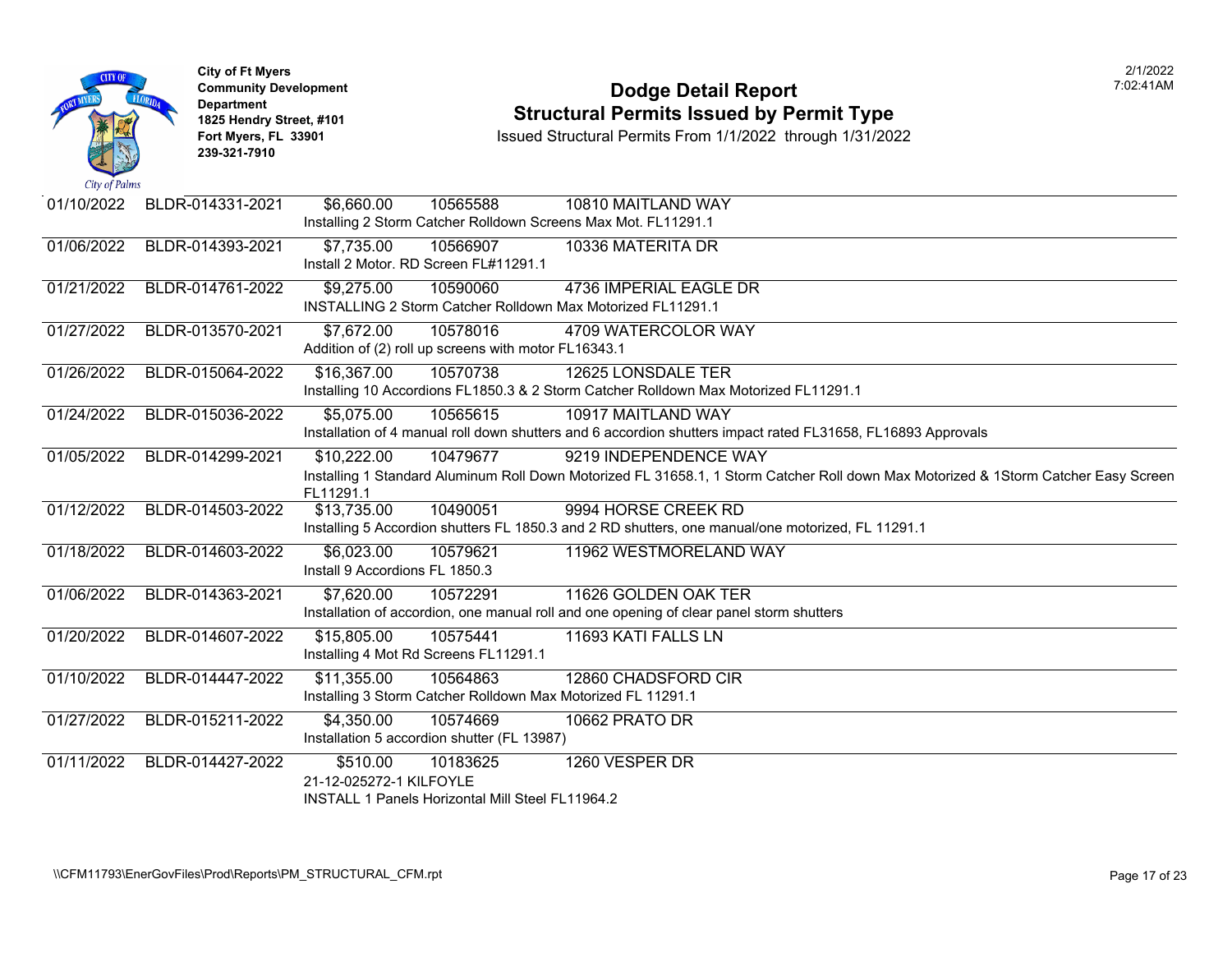City of Ft Myers
Community Development Department
1825 Hendry Street, #101
Fort Myers, FL 33901
239-321-7910

# Dodge Detail Report
## Structural Permits Issued by Permit Type

Issued Structural Permits From 1/1/2022 through 1/31/2022

2/1/2022
7:02:41AM

| Date | Permit Number | Valuation | Parcel | Address / Description |
|---|---|---|---|---|
| 01/10/2022 | BLDR-014331-2021 | $6,660.00 | 10565588 | 10810 MAITLAND WAY<br>Installing 2 Storm Catcher Rolldown Screens Max Mot. FL11291.1 |
| 01/06/2022 | BLDR-014393-2021 | $7,735.00 | 10566907 | 10336 MATERITA DR<br>Install 2 Motor. RD Screen FL#11291.1 |
| 01/21/2022 | BLDR-014761-2022 | $9,275.00 | 10590060 | 4736 IMPERIAL EAGLE DR<br>INSTALLING 2 Storm Catcher Rolldown Max Motorized FL11291.1 |
| 01/27/2022 | BLDR-013570-2021 | $7,672.00 | 10578016 | 4709 WATERCOLOR WAY<br>Addition of (2) roll up screens with motor FL16343.1 |
| 01/26/2022 | BLDR-015064-2022 | $16,367.00 | 10570738 | 12625 LONSDALE TER<br>Installing 10 Accordions FL1850.3 & 2 Storm Catcher Rolldown Max Motorized FL11291.1 |
| 01/24/2022 | BLDR-015036-2022 | $5,075.00 | 10565615 | 10917 MAITLAND WAY<br>Installation of 4 manual roll down shutters and 6 accordion shutters impact rated FL31658, FL16893 Approvals |
| 01/05/2022 | BLDR-014299-2021 | $10,222.00 | 10479677 | 9219 INDEPENDENCE WAY<br>Installing 1 Standard Aluminum Roll Down Motorized FL 31658.1, 1 Storm Catcher Roll down Max Motorized & 1Storm Catcher Easy Screen FL11291.1 |
| 01/12/2022 | BLDR-014503-2022 | $13,735.00 | 10490051 | 9994 HORSE CREEK RD<br>Installing 5 Accordion shutters FL 1850.3 and 2 RD shutters, one manual/one motorized, FL 11291.1 |
| 01/18/2022 | BLDR-014603-2022 | $6,023.00 | 10579621 | 11962 WESTMORELAND WAY<br>Install 9 Accordions FL 1850.3 |
| 01/06/2022 | BLDR-014363-2021 | $7,620.00 | 10572291 | 11626 GOLDEN OAK TER<br>Installation of accordion, one manual roll and one opening of clear panel storm shutters |
| 01/20/2022 | BLDR-014607-2022 | $15,805.00 | 10575441 | 11693 KATI FALLS LN<br>Installing 4 Mot Rd Screens FL11291.1 |
| 01/10/2022 | BLDR-014447-2022 | $11,355.00 | 10564863 | 12860 CHADSFORD CIR<br>Installing 3 Storm Catcher Rolldown Max Motorized FL 11291.1 |
| 01/27/2022 | BLDR-015211-2022 | $4,350.00 | 10574669 | 10662 PRATO DR<br>Installation 5 accordion shutter (FL 13987) |
| 01/11/2022 | BLDR-014427-2022 | $510.00 | 10183625 | 1260 VESPER DR<br>21-12-025272-1 KILFOYLE<br>INSTALL 1 Panels Horizontal Mill Steel FL11964.2 |

\\CFM11793\EnerGovFiles\Prod\Reports\PM_STRUCTURAL_CFM.rpt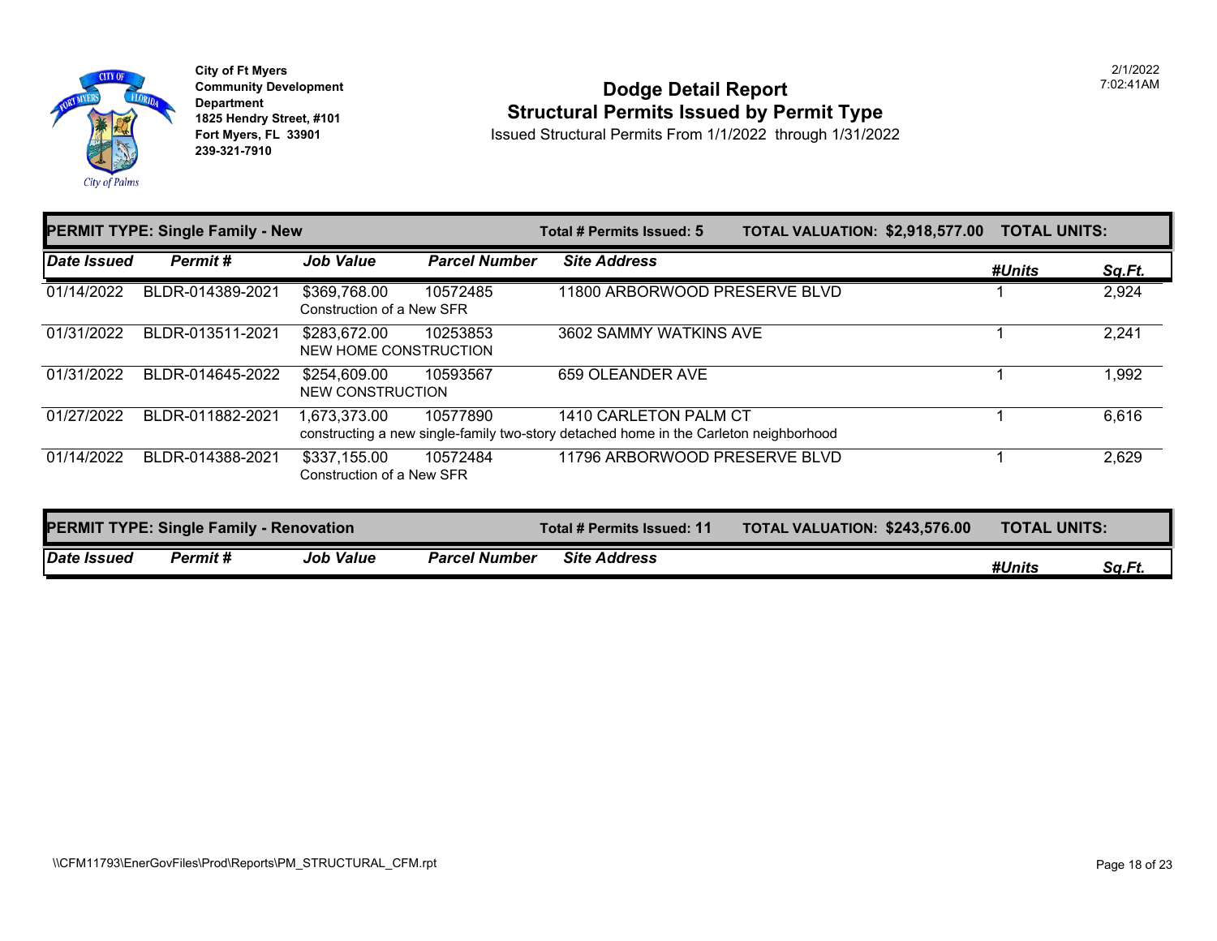City of Ft Myers
Community Development Department
1825 Hendry Street, #101
Fort Myers, FL 33901
239-321-7910

# Dodge Detail Report
## Structural Permits Issued by Permit Type

Issued Structural Permits From 1/1/2022 through 1/31/2022

2/1/2022
7:02:41AM

**PERMIT TYPE: Single Family - New** | **Total # Permits Issued: 5** | **TOTAL VALUATION: $2,918,577.00** | **TOTAL UNITS:**

| Date Issued | Permit # | Job Value | Parcel Number | Site Address | #Units | Sq.Ft. |
|---|---|---|---|---|---|---|
| 01/14/2022 | BLDR-014389-2021 | $369,768.00<br>Construction of a New SFR | 10572485 | 11800 ARBORWOOD PRESERVE BLVD | 1 | 2,924 |
| 01/31/2022 | BLDR-013511-2021 | $283,672.00<br>NEW HOME CONSTRUCTION | 10253853 | 3602 SAMMY WATKINS AVE | 1 | 2,241 |
| 01/31/2022 | BLDR-014645-2022 | $254,609.00<br>NEW CONSTRUCTION | 10593567 | 659 OLEANDER AVE | 1 | 1,992 |
| 01/27/2022 | BLDR-011882-2021 | 1,673,373.00<br>constructing a new single-family two-story detached home in the Carleton neighborhood | 10577890 | 1410 CARLETON PALM CT | 1 | 6,616 |
| 01/14/2022 | BLDR-014388-2021 | $337,155.00<br>Construction of a New SFR | 10572484 | 11796 ARBORWOOD PRESERVE BLVD | 1 | 2,629 |

**PERMIT TYPE: Single Family - Renovation** | **Total # Permits Issued: 11** | **TOTAL VALUATION: $243,576.00** | **TOTAL UNITS:**

| Date Issued | Permit # | Job Value | Parcel Number | Site Address | #Units | Sq.Ft. |
|---|---|---|---|---|---|---|

\\CFM11793\EnerGovFiles\Prod\Reports\PM_STRUCTURAL_CFM.rpt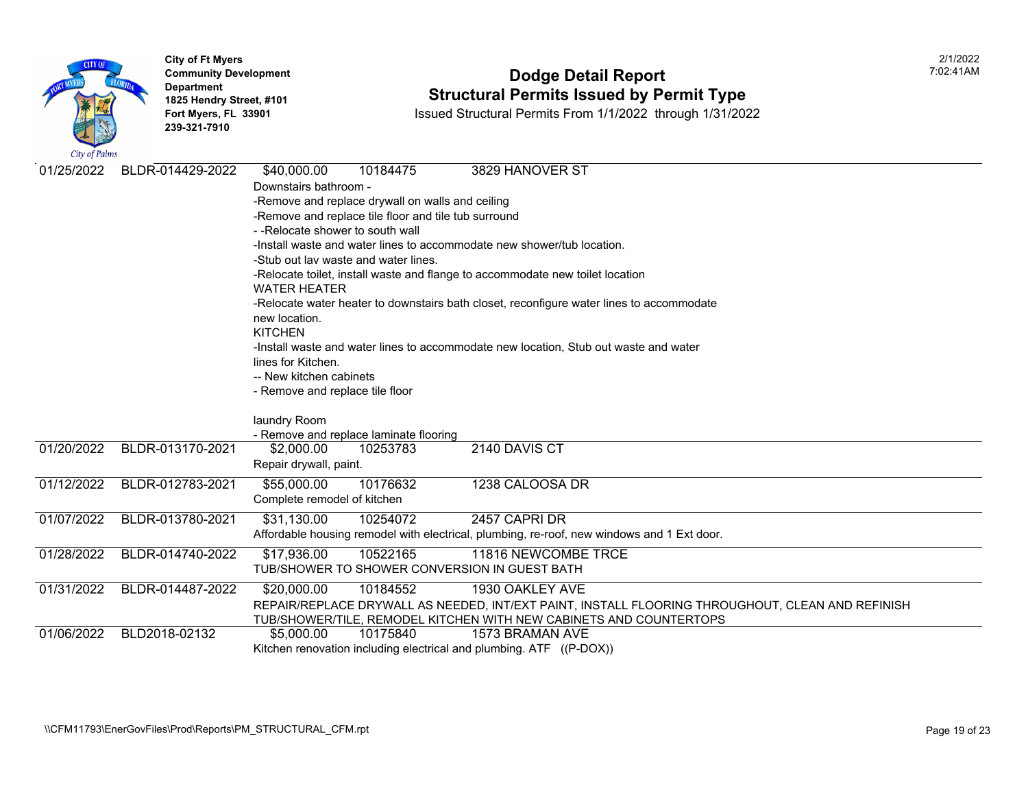City of Ft Myers
Community Development Department
1825 Hendry Street, #101
Fort Myers, FL 33901
239-321-7910

# Dodge Detail Report
## Structural Permits Issued by Permit Type

Issued Structural Permits From 1/1/2022 through 1/31/2022

2/1/2022 7:02:41AM

| Date | Permit | Value | Parcel | Address |
|---|---|---|---|---|
| 01/25/2022 | BLDR-014429-2022 | $40,000.00 | 10184475 | 3829 HANOVER ST |

Downstairs bathroom -
-Remove and replace drywall on walls and ceiling
-Remove and replace tile floor and tile tub surround
- -Relocate shower to south wall
-Install waste and water lines to accommodate new shower/tub location.
-Stub out lav waste and water lines.
-Relocate toilet, install waste and flange to accommodate new toilet location
WATER HEATER
-Relocate water heater to downstairs bath closet, reconfigure water lines to accommodate new location.
KITCHEN
-Install waste and water lines to accommodate new location, Stub out waste and water lines for Kitchen.
-- New kitchen cabinets
- Remove and replace tile floor

laundry Room
- Remove and replace laminate flooring

| Date | Permit | Value | Parcel | Address |
|---|---|---|---|---|
| 01/20/2022 | BLDR-013170-2021 | $2,000.00 | 10253783 | 2140 DAVIS CT |

Repair drywall, paint.

| Date | Permit | Value | Parcel | Address |
|---|---|---|---|---|
| 01/12/2022 | BLDR-012783-2021 | $55,000.00 | 10176632 | 1238 CALOOSA DR |

Complete remodel of kitchen

| Date | Permit | Value | Parcel | Address |
|---|---|---|---|---|
| 01/07/2022 | BLDR-013780-2021 | $31,130.00 | 10254072 | 2457 CAPRI DR |

Affordable housing remodel with electrical, plumbing, re-roof, new windows and 1 Ext door.

| Date | Permit | Value | Parcel | Address |
|---|---|---|---|---|
| 01/28/2022 | BLDR-014740-2022 | $17,936.00 | 10522165 | 11816 NEWCOMBE TRCE |

TUB/SHOWER TO SHOWER CONVERSION IN GUEST BATH

| Date | Permit | Value | Parcel | Address |
|---|---|---|---|---|
| 01/31/2022 | BLDR-014487-2022 | $20,000.00 | 10184552 | 1930 OAKLEY AVE |

REPAIR/REPLACE DRYWALL AS NEEDED, INT/EXT PAINT, INSTALL FLOORING THROUGHOUT, CLEAN AND REFINISH TUB/SHOWER/TILE, REMODEL KITCHEN WITH NEW CABINETS AND COUNTERTOPS

| Date | Permit | Value | Parcel | Address |
|---|---|---|---|---|
| 01/06/2022 | BLD2018-02132 | $5,000.00 | 10175840 | 1573 BRAMAN AVE |

Kitchen renovation including electrical and plumbing. ATF ((P-DOX))

\\CFM11793\EnerGovFiles\Prod\Reports\PM_STRUCTURAL_CFM.rpt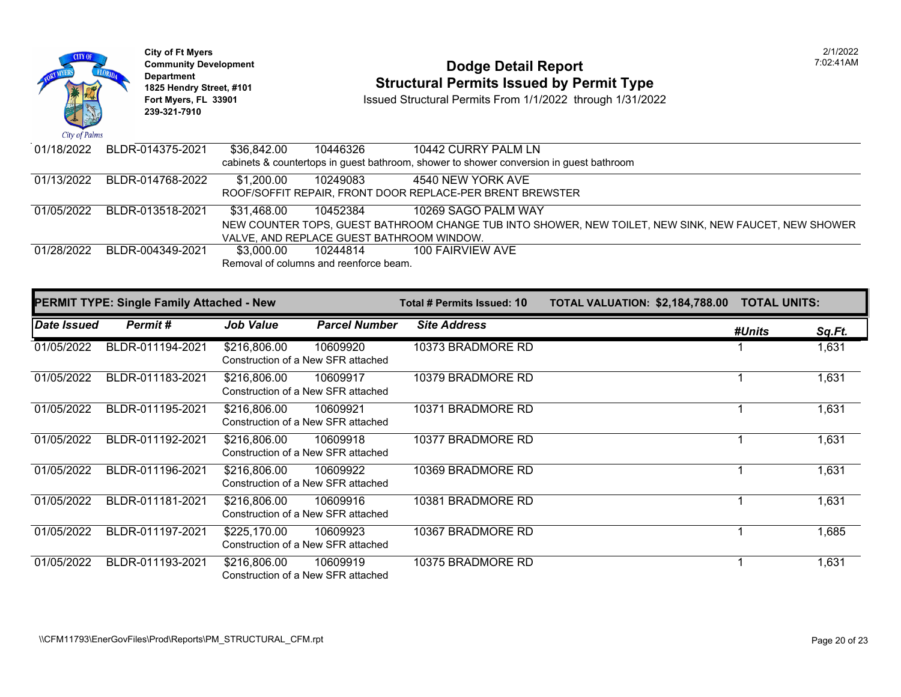**City of Ft Myers**
**Community Development Department**
**1825 Hendry Street, #101**
**Fort Myers, FL 33901**
**239-321-7910**

# Dodge Detail Report
## Structural Permits Issued by Permit Type

Issued Structural Permits From 1/1/2022 through 1/31/2022

2/1/2022
7:02:41AM

| Date Issued | Permit # | Job Value | Parcel Number | Site Address |
|---|---|---|---|---|
| 01/18/2022 | BLDR-014375-2021 | $36,842.00 | 10446326 | 10442 CURRY PALM LN |
| | | cabinets & countertops in guest bathroom, shower to shower conversion in guest bathroom | | |
| 01/13/2022 | BLDR-014768-2022 | $1,200.00 | 10249083 | 4540 NEW YORK AVE |
| | | ROOF/SOFFIT REPAIR, FRONT DOOR REPLACE-PER BRENT BREWSTER | | |
| 01/05/2022 | BLDR-013518-2021 | $31,468.00 | 10452384 | 10269 SAGO PALM WAY |
| | | NEW COUNTER TOPS, GUEST BATHROOM CHANGE TUB INTO SHOWER, NEW TOILET, NEW SINK, NEW FAUCET, NEW SHOWER VALVE, AND REPLACE GUEST BATHROOM WINDOW. | | |
| 01/28/2022 | BLDR-004349-2021 | $3,000.00 | 10244814 | 100 FAIRVIEW AVE |
| | | Removal of columns and reenforce beam. | | |

**PERMIT TYPE: Single Family Attached - New** | **Total # Permits Issued: 10** | **TOTAL VALUATION: $2,184,788.00** | **TOTAL UNITS:**

| Date Issued | Permit # | Job Value | Parcel Number | Site Address | #Units | Sq.Ft. |
|---|---|---|---|---|---|---|
| 01/05/2022 | BLDR-011194-2021 | $216,806.00 | 10609920 | 10373 BRADMORE RD | 1 | 1,631 |
| | | Construction of a New SFR attached | | | | |
| 01/05/2022 | BLDR-011183-2021 | $216,806.00 | 10609917 | 10379 BRADMORE RD | 1 | 1,631 |
| | | Construction of a New SFR attached | | | | |
| 01/05/2022 | BLDR-011195-2021 | $216,806.00 | 10609921 | 10371 BRADMORE RD | 1 | 1,631 |
| | | Construction of a New SFR attached | | | | |
| 01/05/2022 | BLDR-011192-2021 | $216,806.00 | 10609918 | 10377 BRADMORE RD | 1 | 1,631 |
| | | Construction of a New SFR attached | | | | |
| 01/05/2022 | BLDR-011196-2021 | $216,806.00 | 10609922 | 10369 BRADMORE RD | 1 | 1,631 |
| | | Construction of a New SFR attached | | | | |
| 01/05/2022 | BLDR-011181-2021 | $216,806.00 | 10609916 | 10381 BRADMORE RD | 1 | 1,631 |
| | | Construction of a New SFR attached | | | | |
| 01/05/2022 | BLDR-011197-2021 | $225,170.00 | 10609923 | 10367 BRADMORE RD | 1 | 1,685 |
| | | Construction of a New SFR attached | | | | |
| 01/05/2022 | BLDR-011193-2021 | $216,806.00 | 10609919 | 10375 BRADMORE RD | 1 | 1,631 |
| | | Construction of a New SFR attached | | | | |

\\CFM11793\EnerGovFiles\Prod\Reports\PM_STRUCTURAL_CFM.rpt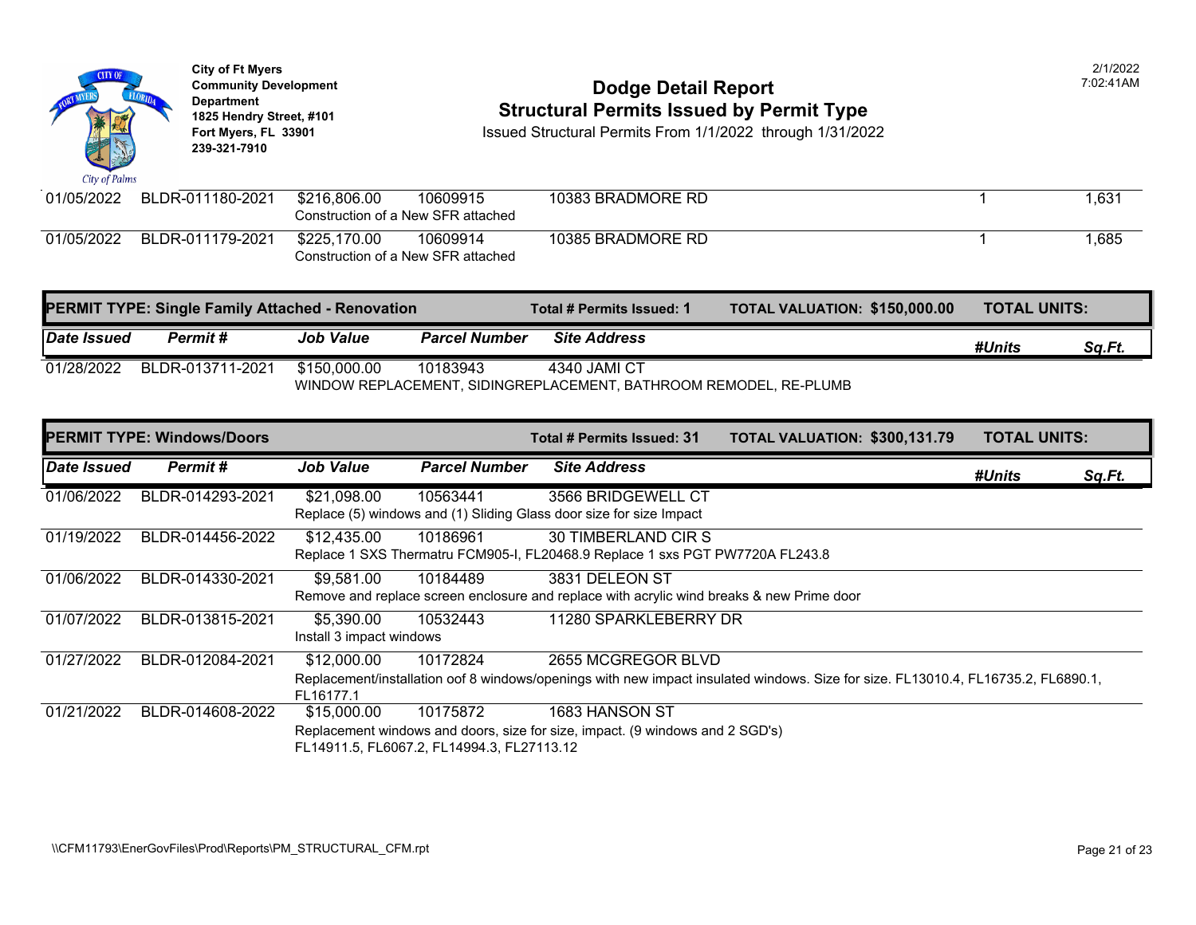City of Ft Myers
Community Development Department
1825 Hendry Street, #101
Fort Myers, FL 33901
239-321-7910

# Dodge Detail Report
## Structural Permits Issued by Permit Type

Issued Structural Permits From 1/1/2022 through 1/31/2022

2/1/2022
7:02:41AM

| Date Issued | Permit # | Job Value | Parcel Number | Site Address | #Units | Sq.Ft. |
|---|---|---|---|---|---|---|
| 01/05/2022 | BLDR-011180-2021 | $216,806.00 | 10609915 | 10383 BRADMORE RD | 1 | 1,631 |
| | | Construction of a New SFR attached | | | | |
| 01/05/2022 | BLDR-011179-2021 | $225,170.00 | 10609914 | 10385 BRADMORE RD | 1 | 1,685 |
| | | Construction of a New SFR attached | | | | |

**PERMIT TYPE: Single Family Attached - Renovation** — Total # Permits Issued: 1 — TOTAL VALUATION: $150,000.00 — TOTAL UNITS:

| Date Issued | Permit # | Job Value | Parcel Number | Site Address | #Units | Sq.Ft. |
|---|---|---|---|---|---|---|
| 01/28/2022 | BLDR-013711-2021 | $150,000.00 | 10183943 | 4340 JAMI CT | | |
| | | WINDOW REPLACEMENT, SIDINGREPLACEMENT, BATHROOM REMODEL, RE-PLUMB | | | | |

**PERMIT TYPE: Windows/Doors** — Total # Permits Issued: 31 — TOTAL VALUATION: $300,131.79 — TOTAL UNITS:

| Date Issued | Permit # | Job Value | Parcel Number | Site Address | #Units | Sq.Ft. |
|---|---|---|---|---|---|---|
| 01/06/2022 | BLDR-014293-2021 | $21,098.00 | 10563441 | 3566 BRIDGEWELL CT | | |
| | | Replace (5) windows and (1) Sliding Glass door size for size Impact | | | | |
| 01/19/2022 | BLDR-014456-2022 | $12,435.00 | 10186961 | 30 TIMBERLAND CIR S | | |
| | | Replace 1 SXS Thermatru FCM905-I, FL20468.9 Replace 1 sxs PGT PW7720A FL243.8 | | | | |
| 01/06/2022 | BLDR-014330-2021 | $9,581.00 | 10184489 | 3831 DELEON ST | | |
| | | Remove and replace screen enclosure and replace with acrylic wind breaks & new Prime door | | | | |
| 01/07/2022 | BLDR-013815-2021 | $5,390.00 | 10532443 | 11280 SPARKLEBERRY DR | | |
| | | Install 3 impact windows | | | | |
| 01/27/2022 | BLDR-012084-2021 | $12,000.00 | 10172824 | 2655 MCGREGOR BLVD | | |
| | | Replacement/installation oof 8 windows/openings with new impact insulated windows. Size for size. FL13010.4, FL16735.2, FL6890.1, FL16177.1 | | | | |
| 01/21/2022 | BLDR-014608-2022 | $15,000.00 | 10175872 | 1683 HANSON ST | | |
| | | Replacement windows and doors, size for size, impact. (9 windows and 2 SGD's) FL14911.5, FL6067.2, FL14994.3, FL27113.12 | | | | |

\\CFM11793\EnerGovFiles\Prod\Reports\PM_STRUCTURAL_CFM.rpt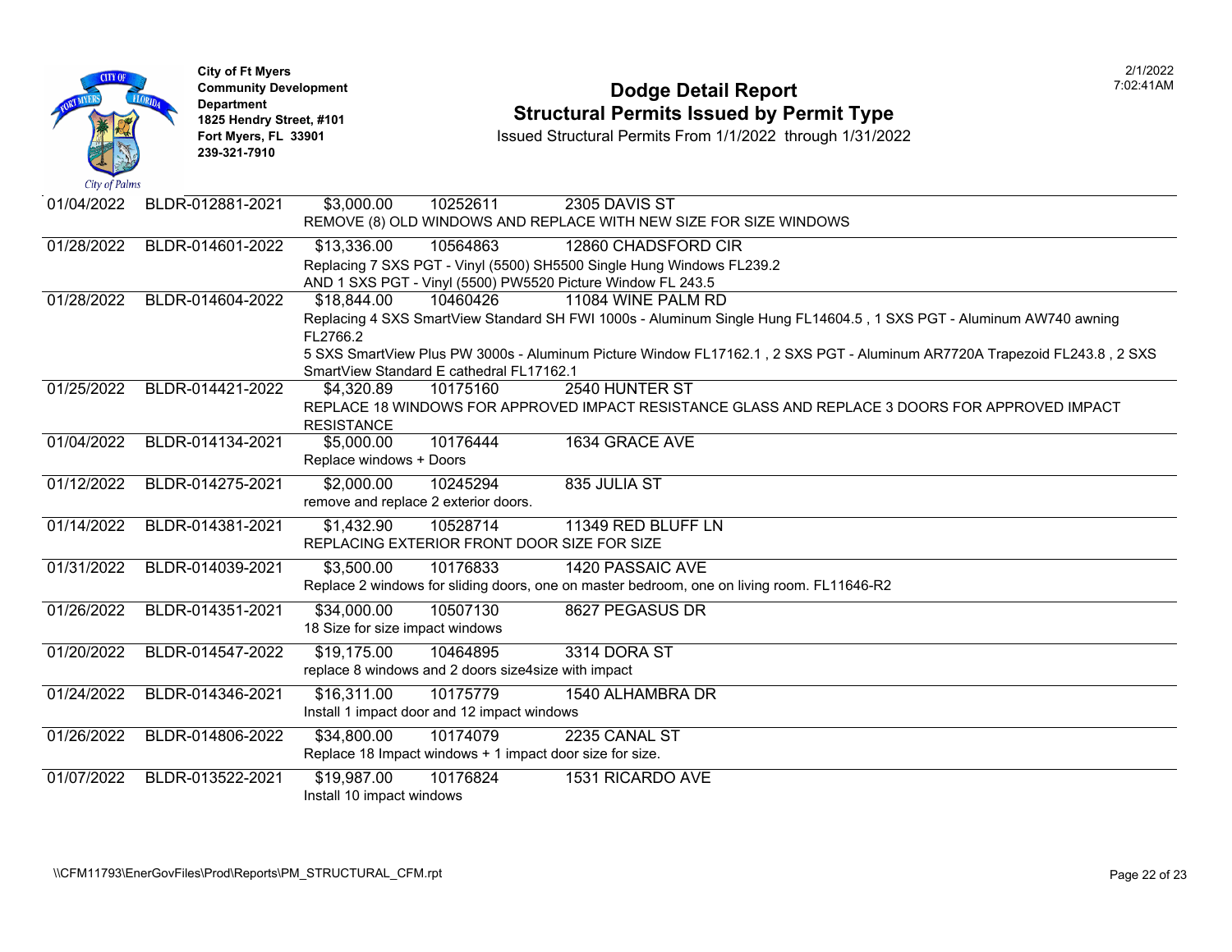City of Ft Myers
Community Development Department
1825 Hendry Street, #101
Fort Myers, FL 33901
239-321-7910

# Dodge Detail Report
## Structural Permits Issued by Permit Type

Issued Structural Permits From 1/1/2022 through 1/31/2022

2/1/2022
7:02:41AM

| Issued Date | Permit Number | Valuation | Parcel | Address / Description |
|---|---|---|---|---|
| 01/04/2022 | BLDR-012881-2021 | $3,000.00 | 10252611 | 2305 DAVIS ST<br>REMOVE (8) OLD WINDOWS AND REPLACE WITH NEW SIZE FOR SIZE WINDOWS |
| 01/28/2022 | BLDR-014601-2022 | $13,336.00 | 10564863 | 12860 CHADSFORD CIR<br>Replacing 7 SXS PGT - Vinyl (5500) SH5500 Single Hung Windows FL239.2<br>AND 1 SXS PGT - Vinyl (5500) PW5520 Picture Window FL 243.5 |
| 01/28/2022 | BLDR-014604-2022 | $18,844.00 | 10460426 | 11084 WINE PALM RD<br>Replacing 4 SXS SmartView Standard SH FWI 1000s - Aluminum Single Hung FL14604.5 , 1 SXS PGT - Aluminum AW740 awning FL2766.2<br>5 SXS SmartView Plus PW 3000s - Aluminum Picture Window FL17162.1 , 2 SXS PGT - Aluminum AR7720A Trapezoid FL243.8 , 2 SXS SmartView Standard E cathedral FL17162.1 |
| 01/25/2022 | BLDR-014421-2022 | $4,320.89 | 10175160 | 2540 HUNTER ST<br>REPLACE 18 WINDOWS FOR APPROVED IMPACT RESISTANCE GLASS AND REPLACE 3 DOORS FOR APPROVED IMPACT RESISTANCE |
| 01/04/2022 | BLDR-014134-2021 | $5,000.00 | 10176444 | 1634 GRACE AVE<br>Replace windows + Doors |
| 01/12/2022 | BLDR-014275-2021 | $2,000.00 | 10245294 | 835 JULIA ST<br>remove and replace 2 exterior doors. |
| 01/14/2022 | BLDR-014381-2021 | $1,432.90 | 10528714 | 11349 RED BLUFF LN<br>REPLACING EXTERIOR FRONT DOOR SIZE FOR SIZE |
| 01/31/2022 | BLDR-014039-2021 | $3,500.00 | 10176833 | 1420 PASSAIC AVE<br>Replace 2 windows for sliding doors, one on master bedroom, one on living room. FL11646-R2 |
| 01/26/2022 | BLDR-014351-2021 | $34,000.00 | 10507130 | 8627 PEGASUS DR<br>18 Size for size impact windows |
| 01/20/2022 | BLDR-014547-2022 | $19,175.00 | 10464895 | 3314 DORA ST<br>replace 8 windows and 2 doors size4size with impact |
| 01/24/2022 | BLDR-014346-2021 | $16,311.00 | 10175779 | 1540 ALHAMBRA DR<br>Install 1 impact door and 12 impact windows |
| 01/26/2022 | BLDR-014806-2022 | $34,800.00 | 10174079 | 2235 CANAL ST<br>Replace 18 Impact windows + 1 impact door size for size. |
| 01/07/2022 | BLDR-013522-2021 | $19,987.00 | 10176824 | 1531 RICARDO AVE<br>Install 10 impact windows |

\\CFM11793\EnerGovFiles\Prod\Reports\PM_STRUCTURAL_CFM.rpt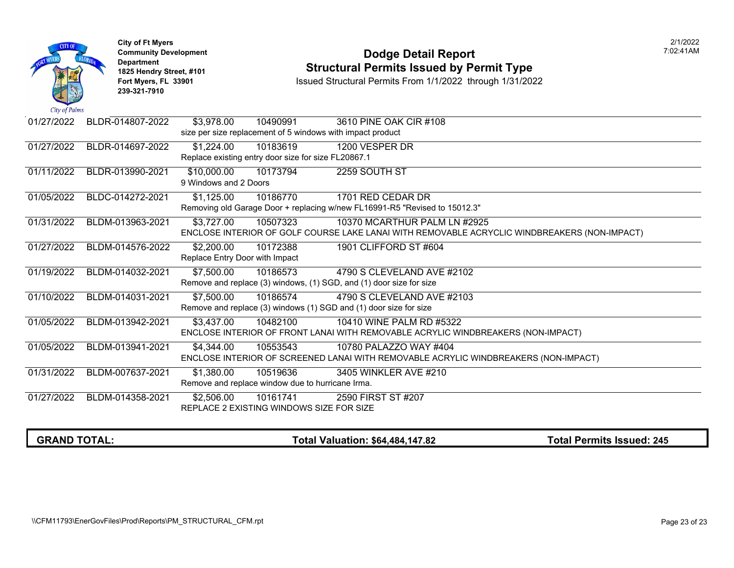**City of Ft Myers**
**Community Development Department**
**1825 Hendry Street, #101**
**Fort Myers, FL 33901**
**239-321-7910**

City of Palms

# Dodge Detail Report
## Structural Permits Issued by Permit Type

Issued Structural Permits From 1/1/2022 through 1/31/2022

2/1/2022
7:02:41AM

| | | | | |
|---|---|---|---|---|
| 01/27/2022 | BLDR-014807-2022 | $3,978.00 | 10490991 | 3610 PINE OAK CIR #108 |
| | | size per size replacement of 5 windows with impact product | | |
| 01/27/2022 | BLDR-014697-2022 | $1,224.00 | 10183619 | 1200 VESPER DR |
| | | Replace existing entry door size for size FL20867.1 | | |
| 01/11/2022 | BLDR-013990-2021 | $10,000.00 | 10173794 | 2259 SOUTH ST |
| | | 9 Windows and 2 Doors | | |
| 01/05/2022 | BLDC-014272-2021 | $1,125.00 | 10186770 | 1701 RED CEDAR DR |
| | | Removing old Garage Door + replacing w/new FL16991-R5 "Revised to 15012.3" | | |
| 01/31/2022 | BLDM-013963-2021 | $3,727.00 | 10507323 | 10370 MCARTHUR PALM LN #2925 |
| | | ENCLOSE INTERIOR OF GOLF COURSE LAKE LANAI WITH REMOVABLE ACRYCLIC WINDBREAKERS (NON-IMPACT) | | |
| 01/27/2022 | BLDM-014576-2022 | $2,200.00 | 10172388 | 1901 CLIFFORD ST #604 |
| | | Replace Entry Door with Impact | | |
| 01/19/2022 | BLDM-014032-2021 | $7,500.00 | 10186573 | 4790 S CLEVELAND AVE #2102 |
| | | Remove and replace (3) windows, (1) SGD, and (1) door size for size | | |
| 01/10/2022 | BLDM-014031-2021 | $7,500.00 | 10186574 | 4790 S CLEVELAND AVE #2103 |
| | | Remove and replace (3) windows (1) SGD and (1) door size for size | | |
| 01/05/2022 | BLDM-013942-2021 | $3,437.00 | 10482100 | 10410 WINE PALM RD #5322 |
| | | ENCLOSE INTERIOR OF FRONT LANAI WITH REMOVABLE ACRYLIC WINDBREAKERS (NON-IMPACT) | | |
| 01/05/2022 | BLDM-013941-2021 | $4,344.00 | 10553543 | 10780 PALAZZO WAY #404 |
| | | ENCLOSE INTERIOR OF SCREENED LANAI WITH REMOVABLE ACRYLIC WINDBREAKERS (NON-IMPACT) | | |
| 01/31/2022 | BLDM-007637-2021 | $1,380.00 | 10519636 | 3405 WINKLER AVE #210 |
| | | Remove and replace window due to hurricane Irma. | | |
| 01/27/2022 | BLDM-014358-2021 | $2,506.00 | 10161741 | 2590 FIRST ST #207 |
| | | REPLACE 2 EXISTING WINDOWS SIZE FOR SIZE | | |

| | | |
|---|---|---|
| **GRAND TOTAL:** | **Total Valuation: $64,484,147.82** | **Total Permits Issued: 245** |

\\CFM11793\EnerGovFiles\Prod\Reports\PM_STRUCTURAL_CFM.rpt